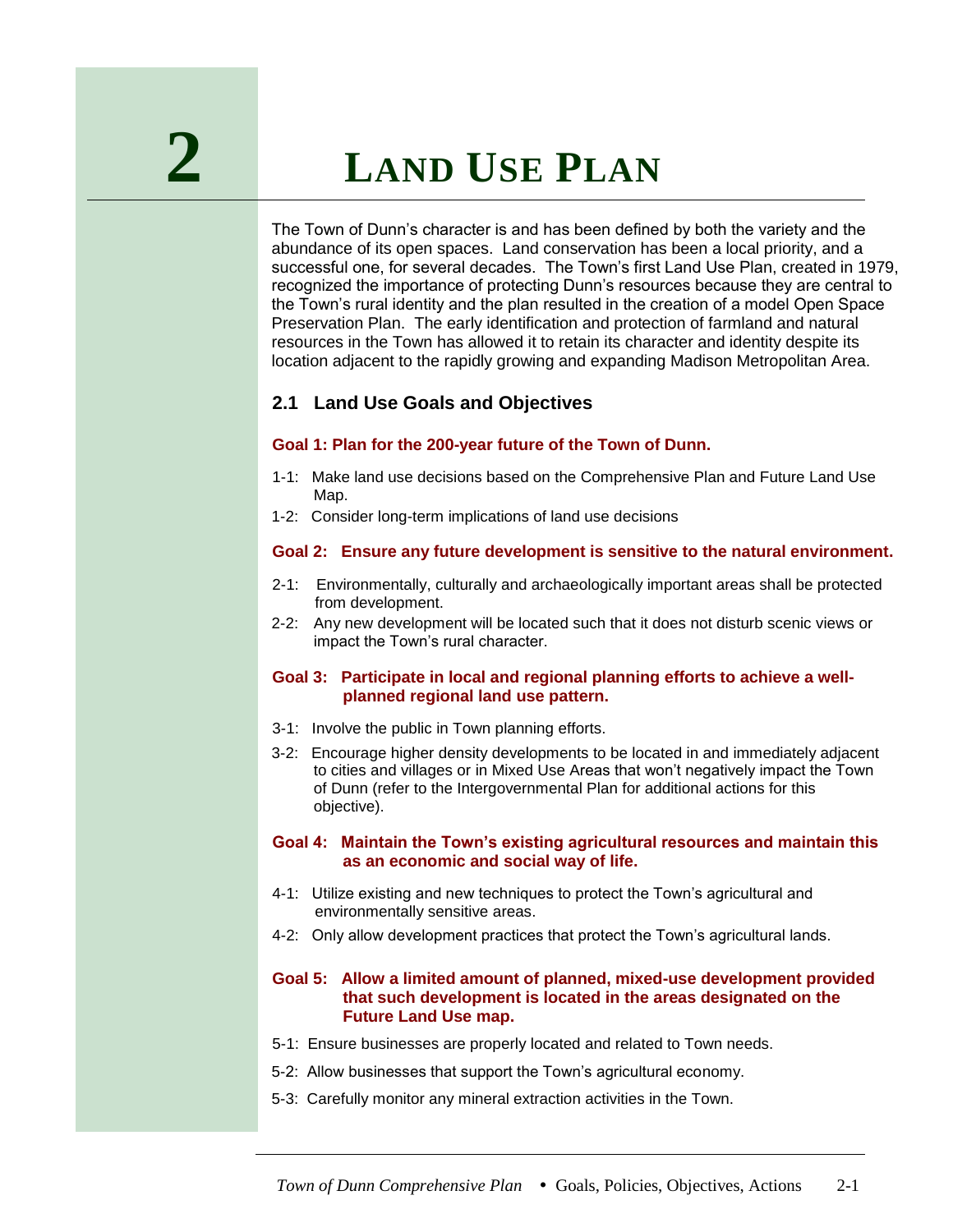# 2 LAND USE PLAN

The Town of Dunn's character is and has been defined by both the variety and the abundance of its open spaces. Land conservation has been a local priority, and a successful one, for several decades. The Town's first Land Use Plan, created in 1979, recognized the importance of protecting Dunn's resources because they are central to the Town's rural identity and the plan resulted in the creation of a model Open Space Preservation Plan. The early identification and protection of farmland and natural resources in the Town has allowed it to retain its character and identity despite its location adjacent to the rapidly growing and expanding Madison Metropolitan Area.

## 2.1 Land Use Goals and Objectives

**Goal 1: Plan for the 200-year future of the Town of Dunn.**

1-1: Make land use decisions based on the Comprehensive Plan and Future Land Use Map.

1-2: Consider long-term implications of land use decisions

**Goal 2: Ensure any future development is sensitive to the natural environment.**

2-1: Environmentally, culturally and archaeologically important areas shall be protected from development.

2-2: Any new development will be located such that it does not disturb scenic views or impact the Town's rural character.

**Goal 3: Participate in local and regional planning efforts to achieve a well-planned regional land use pattern.**

3-1: Involve the public in Town planning efforts.

3-2: Encourage higher density developments to be located in and immediately adjacent to cities and villages or in Mixed Use Areas that won't negatively impact the Town of Dunn (refer to the Intergovernmental Plan for additional actions for this objective).

**Goal 4: Maintain the Town's existing agricultural resources and maintain this as an economic and social way of life.**

4-1: Utilize existing and new techniques to protect the Town's agricultural and environmentally sensitive areas.

4-2: Only allow development practices that protect the Town's agricultural lands.

**Goal 5: Allow a limited amount of planned, mixed-use development provided that such development is located in the areas designated on the Future Land Use map.**

5-1: Ensure businesses are properly located and related to Town needs.

5-2: Allow businesses that support the Town's agricultural economy.

5-3: Carefully monitor any mineral extraction activities in the Town.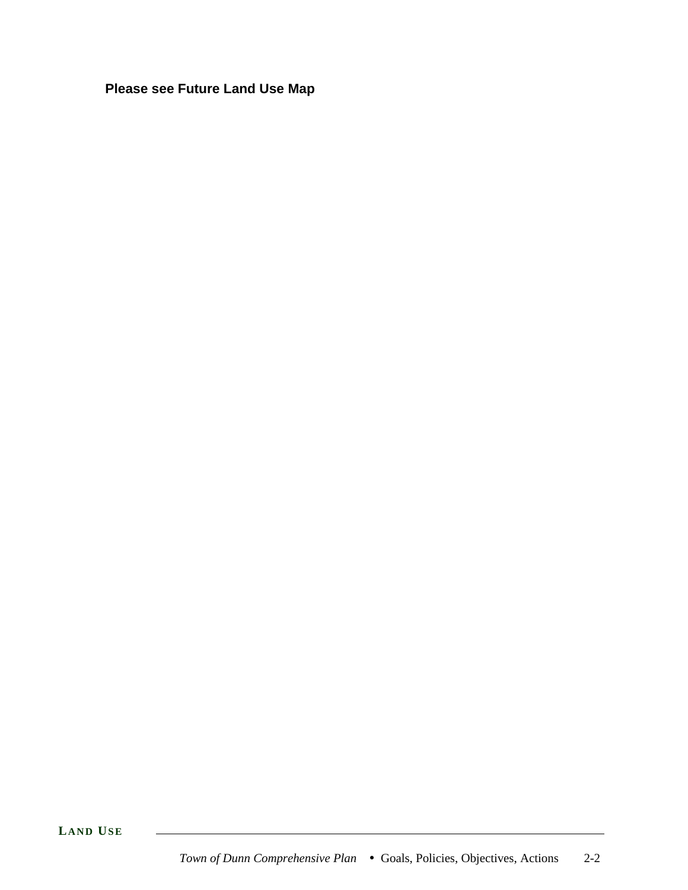**Please see Future Land Use Map**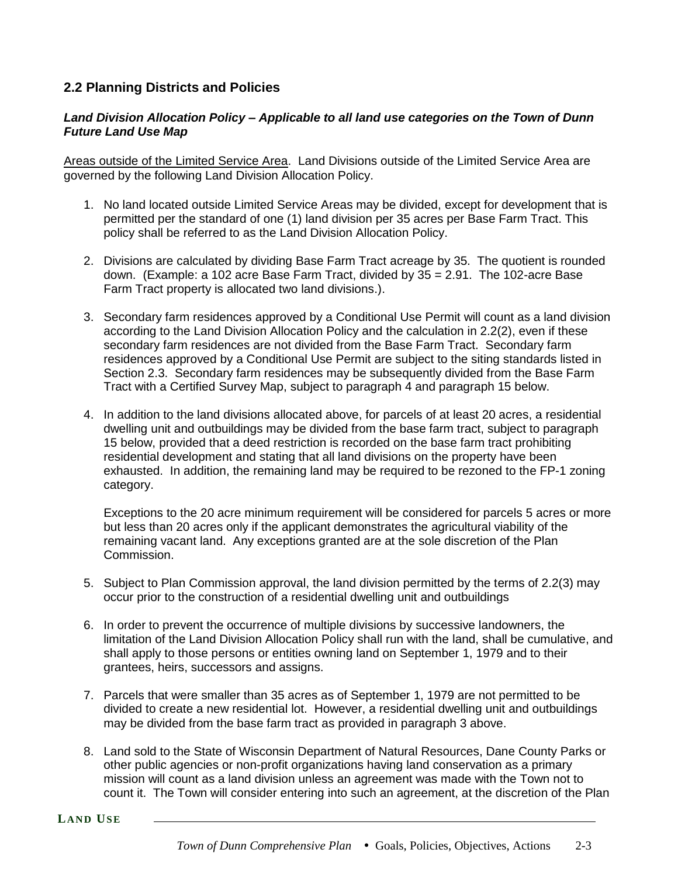## 2.2 Planning Districts and Policies

***Land Division Allocation Policy – Applicable to all land use categories on the Town of Dunn Future Land Use Map***

Areas outside of the Limited Service Area. Land Divisions outside of the Limited Service Area are governed by the following Land Division Allocation Policy.

1. No land located outside Limited Service Areas may be divided, except for development that is permitted per the standard of one (1) land division per 35 acres per Base Farm Tract. This policy shall be referred to as the Land Division Allocation Policy.

2. Divisions are calculated by dividing Base Farm Tract acreage by 35. The quotient is rounded down. (Example: a 102 acre Base Farm Tract, divided by 35 = 2.91. The 102-acre Base Farm Tract property is allocated two land divisions.).

3. Secondary farm residences approved by a Conditional Use Permit will count as a land division according to the Land Division Allocation Policy and the calculation in 2.2(2), even if these secondary farm residences are not divided from the Base Farm Tract. Secondary farm residences approved by a Conditional Use Permit are subject to the siting standards listed in Section 2.3. Secondary farm residences may be subsequently divided from the Base Farm Tract with a Certified Survey Map, subject to paragraph 4 and paragraph 15 below.

4. In addition to the land divisions allocated above, for parcels of at least 20 acres, a residential dwelling unit and outbuildings may be divided from the base farm tract, subject to paragraph 15 below, provided that a deed restriction is recorded on the base farm tract prohibiting residential development and stating that all land divisions on the property have been exhausted. In addition, the remaining land may be required to be rezoned to the FP-1 zoning category.

   Exceptions to the 20 acre minimum requirement will be considered for parcels 5 acres or more but less than 20 acres only if the applicant demonstrates the agricultural viability of the remaining vacant land. Any exceptions granted are at the sole discretion of the Plan Commission.

5. Subject to Plan Commission approval, the land division permitted by the terms of 2.2(3) may occur prior to the construction of a residential dwelling unit and outbuildings

6. In order to prevent the occurrence of multiple divisions by successive landowners, the limitation of the Land Division Allocation Policy shall run with the land, shall be cumulative, and shall apply to those persons or entities owning land on September 1, 1979 and to their grantees, heirs, successors and assigns.

7. Parcels that were smaller than 35 acres as of September 1, 1979 are not permitted to be divided to create a new residential lot. However, a residential dwelling unit and outbuildings may be divided from the base farm tract as provided in paragraph 3 above.

8. Land sold to the State of Wisconsin Department of Natural Resources, Dane County Parks or other public agencies or non-profit organizations having land conservation as a primary mission will count as a land division unless an agreement was made with the Town not to count it. The Town will consider entering into such an agreement, at the discretion of the Plan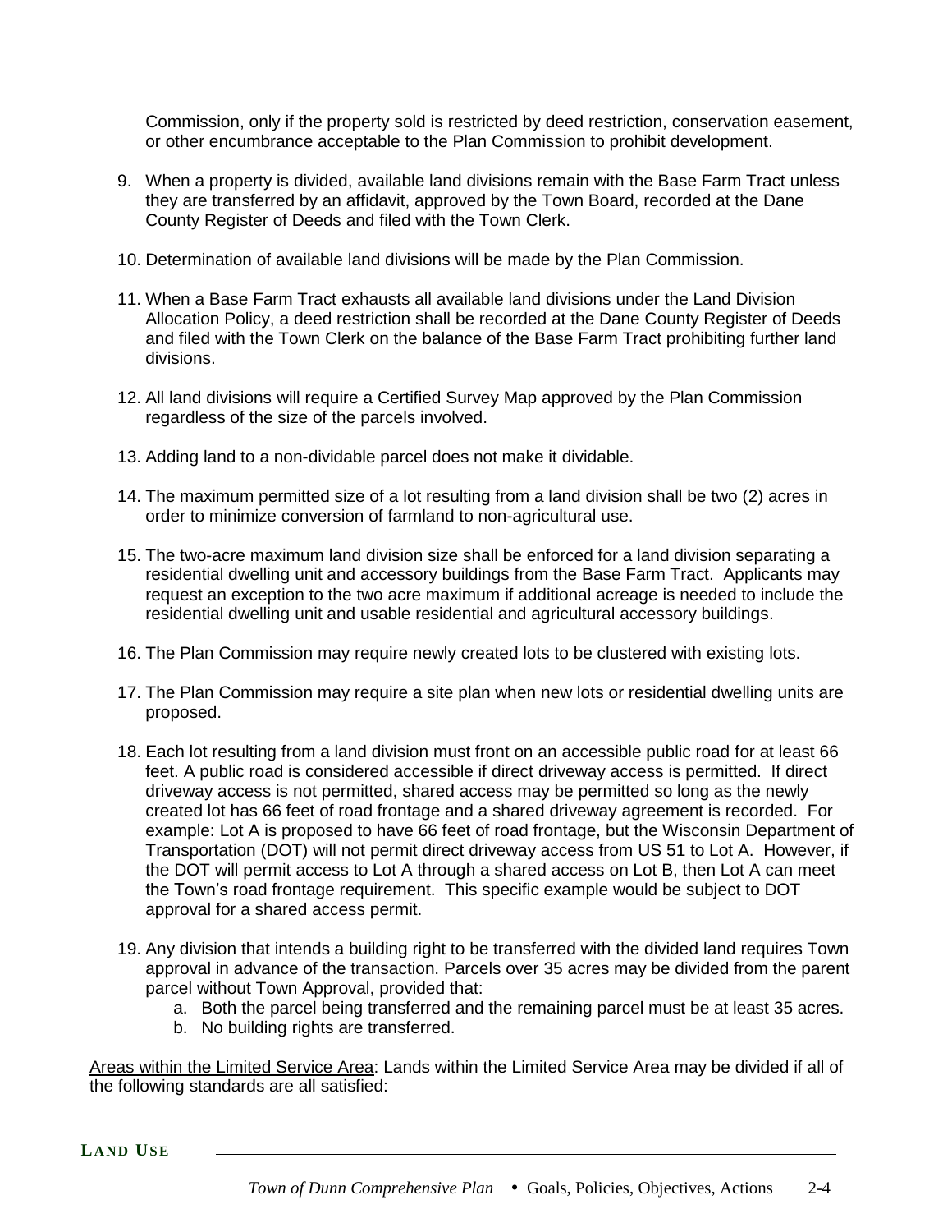Commission, only if the property sold is restricted by deed restriction, conservation easement, or other encumbrance acceptable to the Plan Commission to prohibit development.

9. When a property is divided, available land divisions remain with the Base Farm Tract unless they are transferred by an affidavit, approved by the Town Board, recorded at the Dane County Register of Deeds and filed with the Town Clerk.

10. Determination of available land divisions will be made by the Plan Commission.

11. When a Base Farm Tract exhausts all available land divisions under the Land Division Allocation Policy, a deed restriction shall be recorded at the Dane County Register of Deeds and filed with the Town Clerk on the balance of the Base Farm Tract prohibiting further land divisions.

12. All land divisions will require a Certified Survey Map approved by the Plan Commission regardless of the size of the parcels involved.

13. Adding land to a non-dividable parcel does not make it dividable.

14. The maximum permitted size of a lot resulting from a land division shall be two (2) acres in order to minimize conversion of farmland to non-agricultural use.

15. The two-acre maximum land division size shall be enforced for a land division separating a residential dwelling unit and accessory buildings from the Base Farm Tract. Applicants may request an exception to the two acre maximum if additional acreage is needed to include the residential dwelling unit and usable residential and agricultural accessory buildings.

16. The Plan Commission may require newly created lots to be clustered with existing lots.

17. The Plan Commission may require a site plan when new lots or residential dwelling units are proposed.

18. Each lot resulting from a land division must front on an accessible public road for at least 66 feet. A public road is considered accessible if direct driveway access is permitted. If direct driveway access is not permitted, shared access may be permitted so long as the newly created lot has 66 feet of road frontage and a shared driveway agreement is recorded. For example: Lot A is proposed to have 66 feet of road frontage, but the Wisconsin Department of Transportation (DOT) will not permit direct driveway access from US 51 to Lot A. However, if the DOT will permit access to Lot A through a shared access on Lot B, then Lot A can meet the Town's road frontage requirement. This specific example would be subject to DOT approval for a shared access permit.

19. Any division that intends a building right to be transferred with the divided land requires Town approval in advance of the transaction. Parcels over 35 acres may be divided from the parent parcel without Town Approval, provided that:
    a. Both the parcel being transferred and the remaining parcel must be at least 35 acres.
    b. No building rights are transferred.

Areas within the Limited Service Area: Lands within the Limited Service Area may be divided if all of the following standards are all satisfied: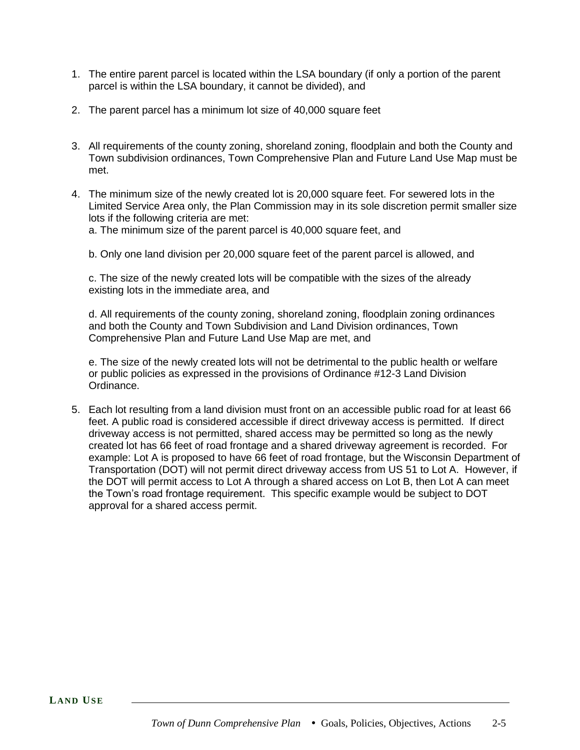1. The entire parent parcel is located within the LSA boundary (if only a portion of the parent parcel is within the LSA boundary, it cannot be divided), and

2. The parent parcel has a minimum lot size of 40,000 square feet

3. All requirements of the county zoning, shoreland zoning, floodplain and both the County and Town subdivision ordinances, Town Comprehensive Plan and Future Land Use Map must be met.

4. The minimum size of the newly created lot is 20,000 square feet. For sewered lots in the Limited Service Area only, the Plan Commission may in its sole discretion permit smaller size lots if the following criteria are met:

   a. The minimum size of the parent parcel is 40,000 square feet, and

   b. Only one land division per 20,000 square feet of the parent parcel is allowed, and

   c. The size of the newly created lots will be compatible with the sizes of the already existing lots in the immediate area, and

   d. All requirements of the county zoning, shoreland zoning, floodplain zoning ordinances and both the County and Town Subdivision and Land Division ordinances, Town Comprehensive Plan and Future Land Use Map are met, and

   e. The size of the newly created lots will not be detrimental to the public health or welfare or public policies as expressed in the provisions of Ordinance #12-3 Land Division Ordinance.

5. Each lot resulting from a land division must front on an accessible public road for at least 66 feet. A public road is considered accessible if direct driveway access is permitted. If direct driveway access is not permitted, shared access may be permitted so long as the newly created lot has 66 feet of road frontage and a shared driveway agreement is recorded. For example: Lot A is proposed to have 66 feet of road frontage, but the Wisconsin Department of Transportation (DOT) will not permit direct driveway access from US 51 to Lot A. However, if the DOT will permit access to Lot A through a shared access on Lot B, then Lot A can meet the Town's road frontage requirement. This specific example would be subject to DOT approval for a shared access permit.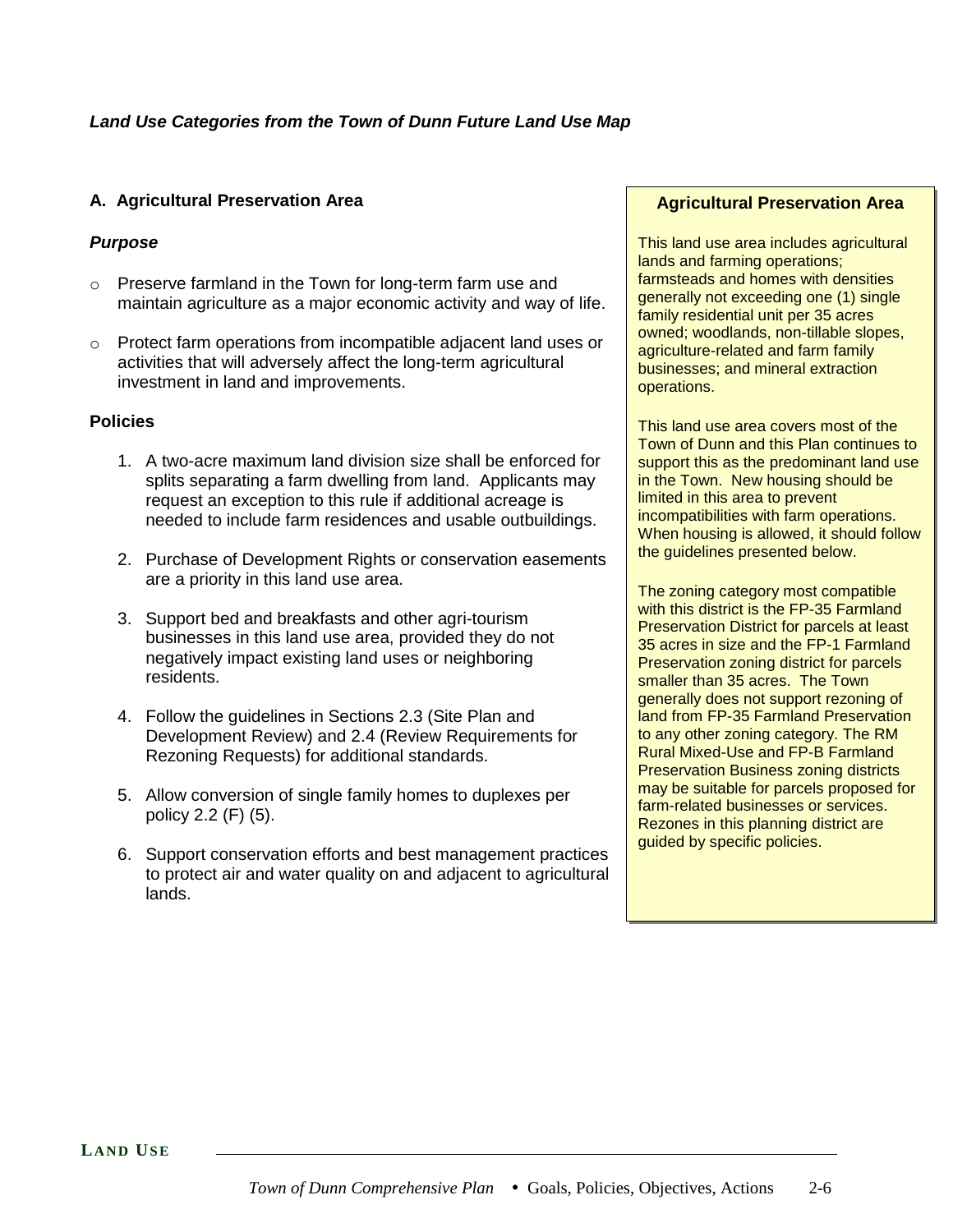*Land Use Categories from the Town of Dunn Future Land Use Map*

## A. Agricultural Preservation Area

***Purpose***

- Preserve farmland in the Town for long-term farm use and maintain agriculture as a major economic activity and way of life.
- Protect farm operations from incompatible adjacent land uses or activities that will adversely affect the long-term agricultural investment in land and improvements.

**Policies**

1. A two-acre maximum land division size shall be enforced for splits separating a farm dwelling from land. Applicants may request an exception to this rule if additional acreage is needed to include farm residences and usable outbuildings.
2. Purchase of Development Rights or conservation easements are a priority in this land use area.
3. Support bed and breakfasts and other agri-tourism businesses in this land use area, provided they do not negatively impact existing land uses or neighboring residents.
4. Follow the guidelines in Sections 2.3 (Site Plan and Development Review) and 2.4 (Review Requirements for Rezoning Requests) for additional standards.
5. Allow conversion of single family homes to duplexes per policy 2.2 (F) (5).
6. Support conservation efforts and best management practices to protect air and water quality on and adjacent to agricultural lands.

**Agricultural Preservation Area**

This land use area includes agricultural lands and farming operations; farmsteads and homes with densities generally not exceeding one (1) single family residential unit per 35 acres owned; woodlands, non-tillable slopes, agriculture-related and farm family businesses; and mineral extraction operations.

This land use area covers most of the Town of Dunn and this Plan continues to support this as the predominant land use in the Town. New housing should be limited in this area to prevent incompatibilities with farm operations. When housing is allowed, it should follow the guidelines presented below.

The zoning category most compatible with this district is the FP-35 Farmland Preservation District for parcels at least 35 acres in size and the FP-1 Farmland Preservation zoning district for parcels smaller than 35 acres. The Town generally does not support rezoning of land from FP-35 Farmland Preservation to any other zoning category. The RM Rural Mixed-Use and FP-B Farmland Preservation Business zoning districts may be suitable for parcels proposed for farm-related businesses or services. Rezones in this planning district are guided by specific policies.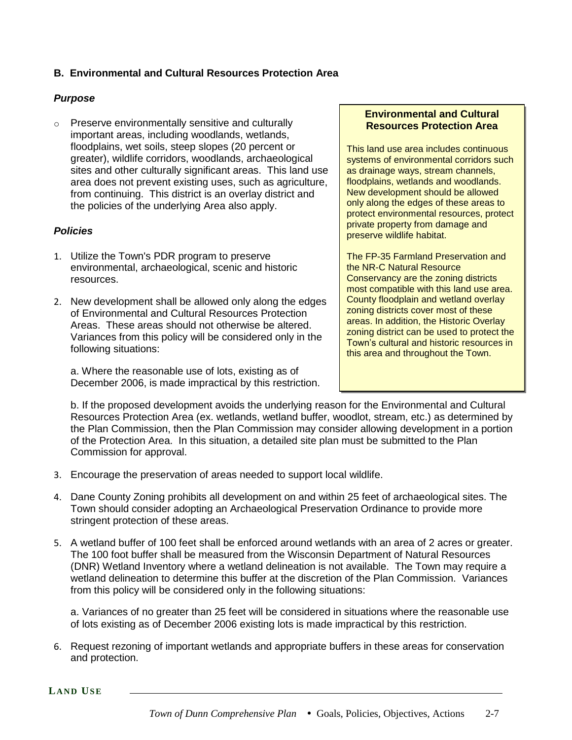## B. Environmental and Cultural Resources Protection Area

### *Purpose*

- Preserve environmentally sensitive and culturally important areas, including woodlands, wetlands, floodplains, wet soils, steep slopes (20 percent or greater), wildlife corridors, woodlands, archaeological sites and other culturally significant areas. This land use area does not prevent existing uses, such as agriculture, from continuing. This district is an overlay district and the policies of the underlying Area also apply.

> **Environmental and Cultural Resources Protection Area**
>
> This land use area includes continuous systems of environmental corridors such as drainage ways, stream channels, floodplains, wetlands and woodlands. New development should be allowed only along the edges of these areas to protect environmental resources, protect private property from damage and preserve wildlife habitat.
>
> The FP-35 Farmland Preservation and the NR-C Natural Resource Conservancy are the zoning districts most compatible with this land use area. County floodplain and wetland overlay zoning districts cover most of these areas. In addition, the Historic Overlay zoning district can be used to protect the Town's cultural and historic resources in this area and throughout the Town.

### *Policies*

1. Utilize the Town's PDR program to preserve environmental, archaeological, scenic and historic resources.

2. New development shall be allowed only along the edges of Environmental and Cultural Resources Protection Areas. These areas should not otherwise be altered. Variances from this policy will be considered only in the following situations:

   a. Where the reasonable use of lots, existing as of December 2006, is made impractical by this restriction.

   b. If the proposed development avoids the underlying reason for the Environmental and Cultural Resources Protection Area (ex. wetlands, wetland buffer, woodlot, stream, etc.) as determined by the Plan Commission, then the Plan Commission may consider allowing development in a portion of the Protection Area. In this situation, a detailed site plan must be submitted to the Plan Commission for approval.

3. Encourage the preservation of areas needed to support local wildlife.

4. Dane County Zoning prohibits all development on and within 25 feet of archaeological sites. The Town should consider adopting an Archaeological Preservation Ordinance to provide more stringent protection of these areas.

5. A wetland buffer of 100 feet shall be enforced around wetlands with an area of 2 acres or greater. The 100 foot buffer shall be measured from the Wisconsin Department of Natural Resources (DNR) Wetland Inventory where a wetland delineation is not available. The Town may require a wetland delineation to determine this buffer at the discretion of the Plan Commission. Variances from this policy will be considered only in the following situations:

   a. Variances of no greater than 25 feet will be considered in situations where the reasonable use of lots existing as of December 2006 existing lots is made impractical by this restriction.

6. Request rezoning of important wetlands and appropriate buffers in these areas for conservation and protection.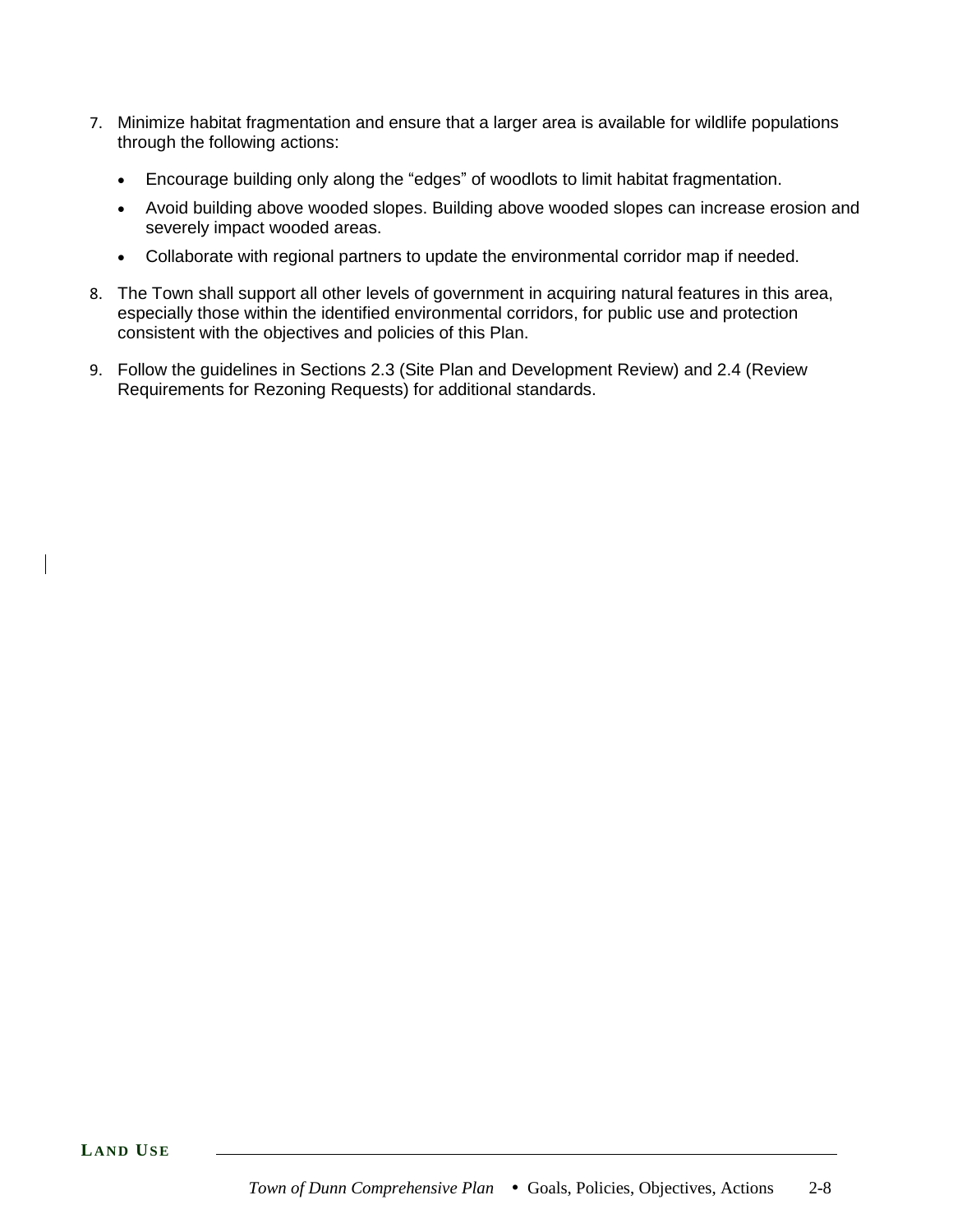7. Minimize habitat fragmentation and ensure that a larger area is available for wildlife populations through the following actions:

    - Encourage building only along the "edges" of woodlots to limit habitat fragmentation.
    - Avoid building above wooded slopes. Building above wooded slopes can increase erosion and severely impact wooded areas.
    - Collaborate with regional partners to update the environmental corridor map if needed.

8. The Town shall support all other levels of government in acquiring natural features in this area, especially those within the identified environmental corridors, for public use and protection consistent with the objectives and policies of this Plan.

9. Follow the guidelines in Sections 2.3 (Site Plan and Development Review) and 2.4 (Review Requirements for Rezoning Requests) for additional standards.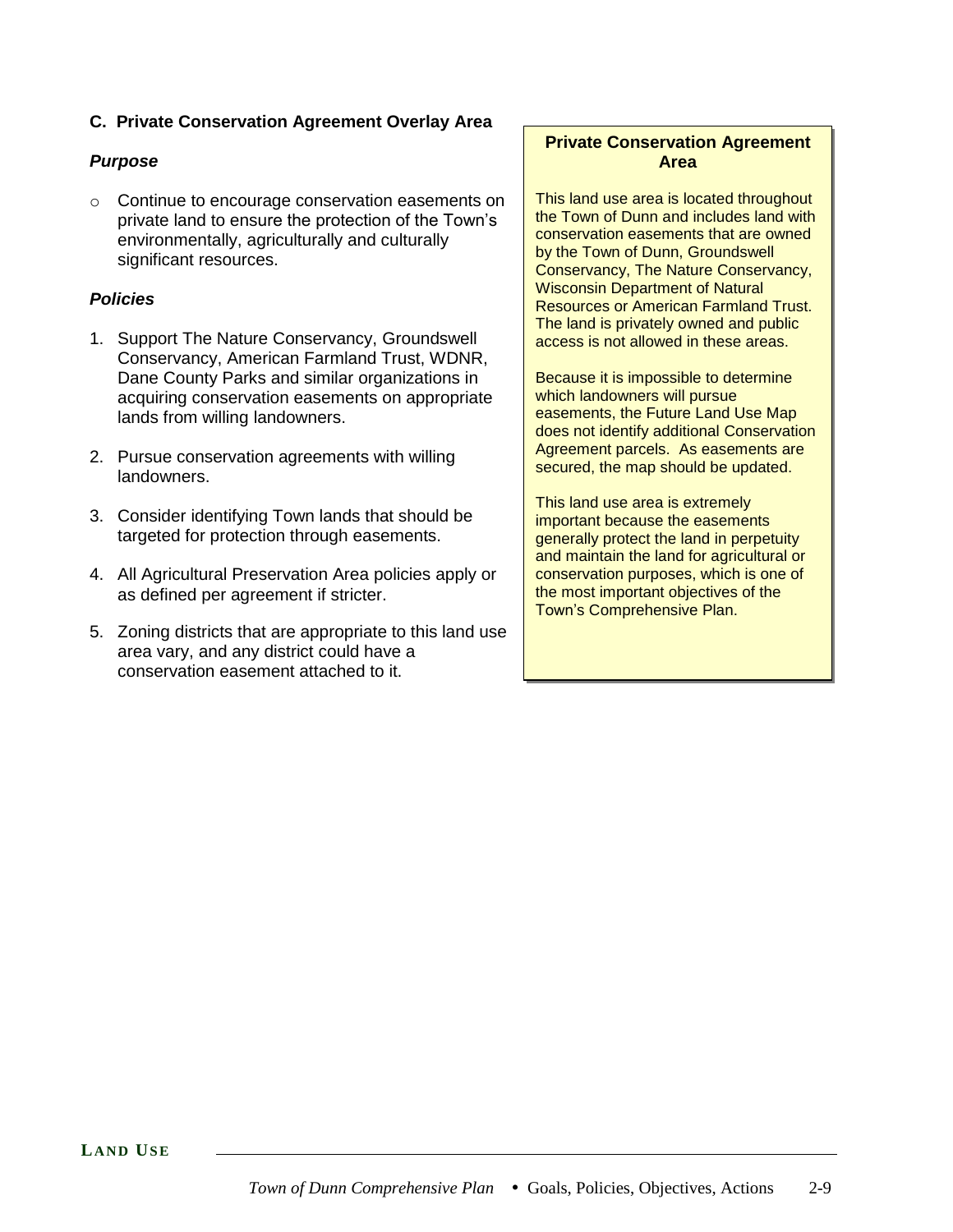### C. Private Conservation Agreement Overlay Area

#### *Purpose*

- Continue to encourage conservation easements on private land to ensure the protection of the Town's environmentally, agriculturally and culturally significant resources.

#### *Policies*

1. Support The Nature Conservancy, Groundswell Conservancy, American Farmland Trust, WDNR, Dane County Parks and similar organizations in acquiring conservation easements on appropriate lands from willing landowners.
2. Pursue conservation agreements with willing landowners.
3. Consider identifying Town lands that should be targeted for protection through easements.
4. All Agricultural Preservation Area policies apply or as defined per agreement if stricter.
5. Zoning districts that are appropriate to this land use area vary, and any district could have a conservation easement attached to it.

**Private Conservation Agreement Area**

This land use area is located throughout the Town of Dunn and includes land with conservation easements that are owned by the Town of Dunn, Groundswell Conservancy, The Nature Conservancy, Wisconsin Department of Natural Resources or American Farmland Trust. The land is privately owned and public access is not allowed in these areas.

Because it is impossible to determine which landowners will pursue easements, the Future Land Use Map does not identify additional Conservation Agreement parcels. As easements are secured, the map should be updated.

This land use area is extremely important because the easements generally protect the land in perpetuity and maintain the land for agricultural or conservation purposes, which is one of the most important objectives of the Town's Comprehensive Plan.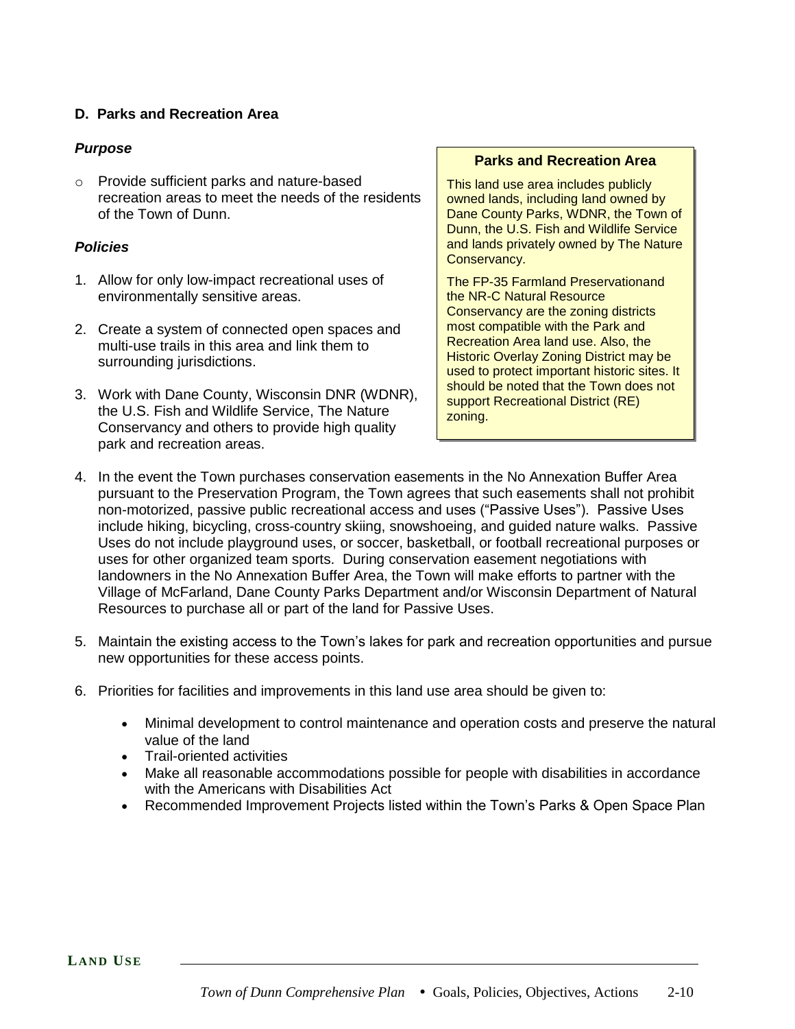## D. Parks and Recreation Area

***Purpose***

- Provide sufficient parks and nature-based recreation areas to meet the needs of the residents of the Town of Dunn.

***Policies***

1. Allow for only low-impact recreational uses of environmentally sensitive areas.

2. Create a system of connected open spaces and multi-use trails in this area and link them to surrounding jurisdictions.

3. Work with Dane County, Wisconsin DNR (WDNR), the U.S. Fish and Wildlife Service, The Nature Conservancy and others to provide high quality park and recreation areas.

4. In the event the Town purchases conservation easements in the No Annexation Buffer Area pursuant to the Preservation Program, the Town agrees that such easements shall not prohibit non-motorized, passive public recreational access and uses ("Passive Uses"). Passive Uses include hiking, bicycling, cross-country skiing, snowshoeing, and guided nature walks. Passive Uses do not include playground uses, or soccer, basketball, or football recreational purposes or uses for other organized team sports. During conservation easement negotiations with landowners in the No Annexation Buffer Area, the Town will make efforts to partner with the Village of McFarland, Dane County Parks Department and/or Wisconsin Department of Natural Resources to purchase all or part of the land for Passive Uses.

5. Maintain the existing access to the Town's lakes for park and recreation opportunities and pursue new opportunities for these access points.

6. Priorities for facilities and improvements in this land use area should be given to:

   - Minimal development to control maintenance and operation costs and preserve the natural value of the land
   - Trail-oriented activities
   - Make all reasonable accommodations possible for people with disabilities in accordance with the Americans with Disabilities Act
   - Recommended Improvement Projects listed within the Town's Parks & Open Space Plan

**Parks and Recreation Area**

This land use area includes publicly owned lands, including land owned by Dane County Parks, WDNR, the Town of Dunn, the U.S. Fish and Wildlife Service and lands privately owned by The Nature Conservancy.

The FP-35 Farmland Preservationand the NR-C Natural Resource Conservancy are the zoning districts most compatible with the Park and Recreation Area land use. Also, the Historic Overlay Zoning District may be used to protect important historic sites. It should be noted that the Town does not support Recreational District (RE) zoning.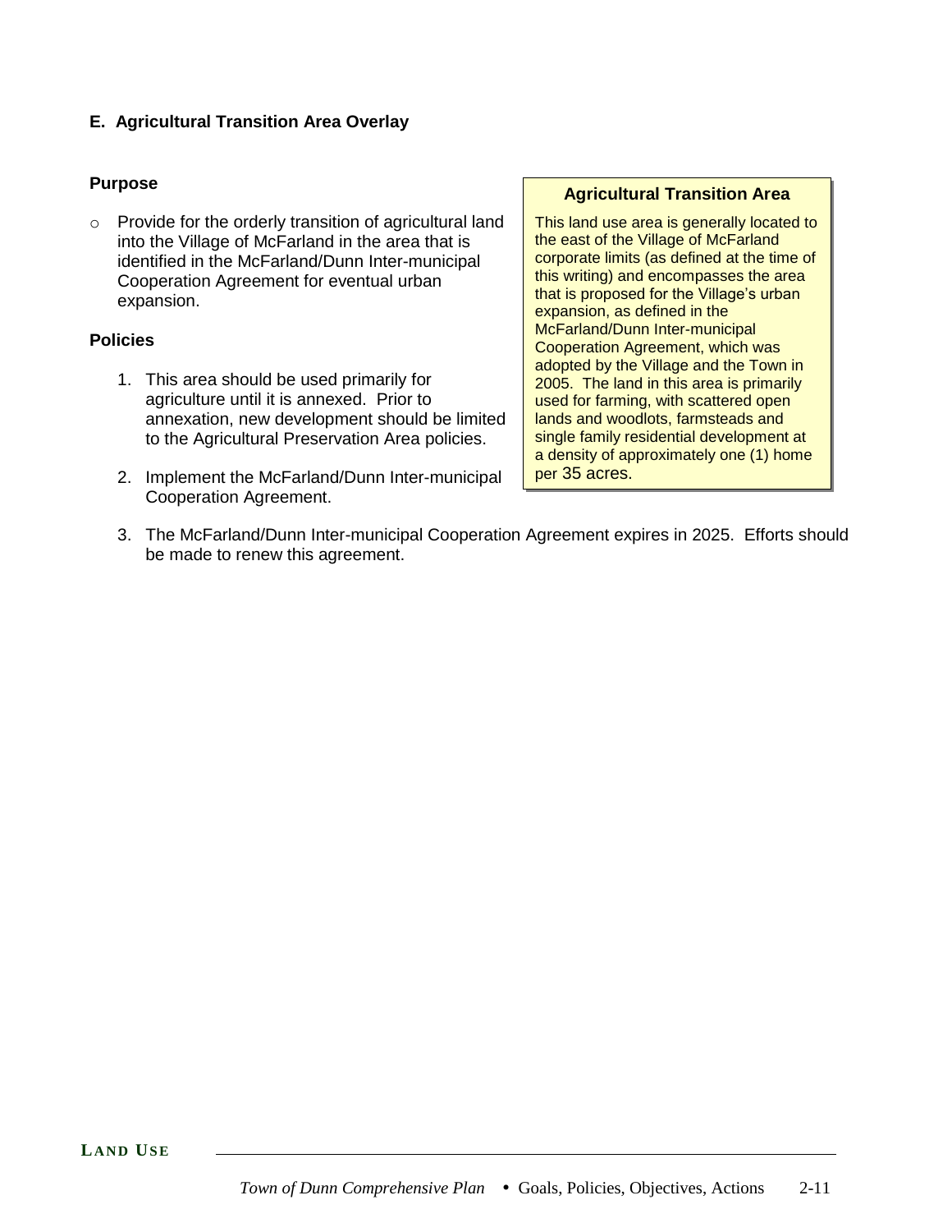### E. Agricultural Transition Area Overlay

**Purpose**

- Provide for the orderly transition of agricultural land into the Village of McFarland in the area that is identified in the McFarland/Dunn Inter-municipal Cooperation Agreement for eventual urban expansion.

**Agricultural Transition Area**

This land use area is generally located to the east of the Village of McFarland corporate limits (as defined at the time of this writing) and encompasses the area that is proposed for the Village's urban expansion, as defined in the McFarland/Dunn Inter-municipal Cooperation Agreement, which was adopted by the Village and the Town in 2005. The land in this area is primarily used for farming, with scattered open lands and woodlots, farmsteads and single family residential development at a density of approximately one (1) home per 35 acres.

**Policies**

1. This area should be used primarily for agriculture until it is annexed. Prior to annexation, new development should be limited to the Agricultural Preservation Area policies.
2. Implement the McFarland/Dunn Inter-municipal Cooperation Agreement.
3. The McFarland/Dunn Inter-municipal Cooperation Agreement expires in 2025. Efforts should be made to renew this agreement.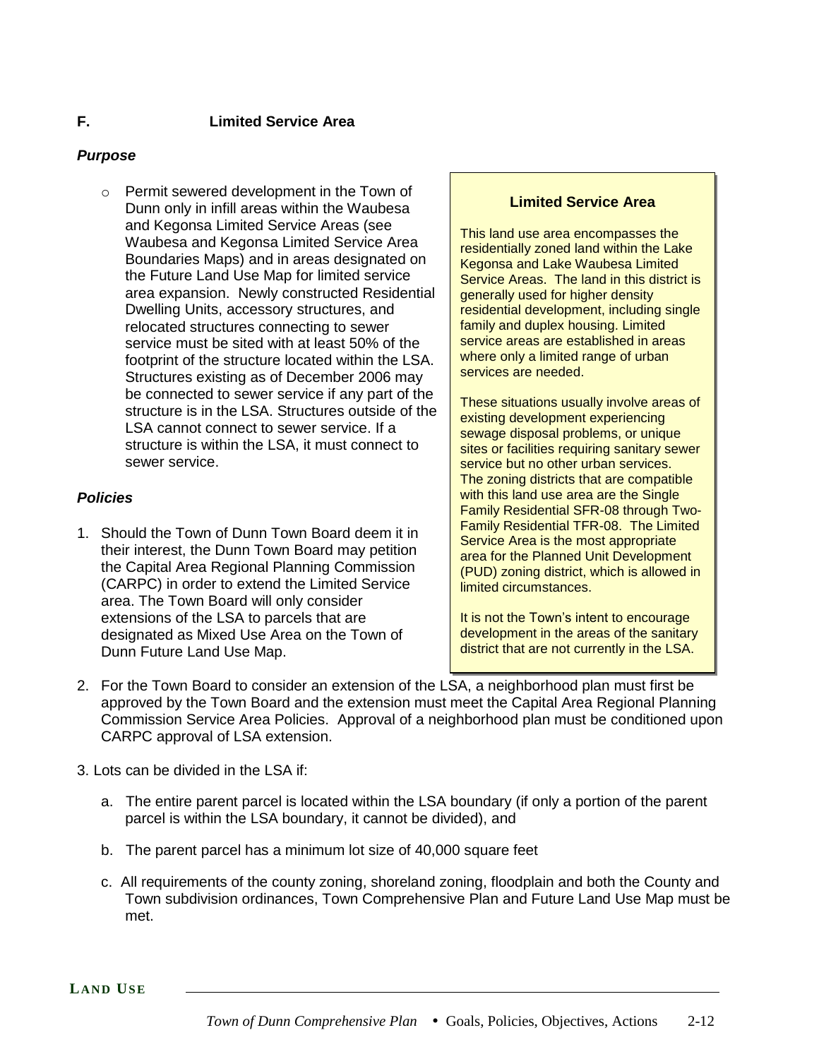## F. Limited Service Area

### *Purpose*

- Permit sewered development in the Town of Dunn only in infill areas within the Waubesa and Kegonsa Limited Service Areas (see Waubesa and Kegonsa Limited Service Area Boundaries Maps) and in areas designated on the Future Land Use Map for limited service area expansion. Newly constructed Residential Dwelling Units, accessory structures, and relocated structures connecting to sewer service must be sited with at least 50% of the footprint of the structure located within the LSA. Structures existing as of December 2006 may be connected to sewer service if any part of the structure is in the LSA. Structures outside of the LSA cannot connect to sewer service. If a structure is within the LSA, it must connect to sewer service.

> **Limited Service Area**
>
> This land use area encompasses the residentially zoned land within the Lake Kegonsa and Lake Waubesa Limited Service Areas. The land in this district is generally used for higher density residential development, including single family and duplex housing. Limited service areas are established in areas where only a limited range of urban services are needed.
>
> These situations usually involve areas of existing development experiencing sewage disposal problems, or unique sites or facilities requiring sanitary sewer service but no other urban services. The zoning districts that are compatible with this land use area are the Single Family Residential SFR-08 through Two-Family Residential TFR-08. The Limited Service Area is the most appropriate area for the Planned Unit Development (PUD) zoning district, which is allowed in limited circumstances.
>
> It is not the Town's intent to encourage development in the areas of the sanitary district that are not currently in the LSA.

### *Policies*

1. Should the Town of Dunn Town Board deem it in their interest, the Dunn Town Board may petition the Capital Area Regional Planning Commission (CARPC) in order to extend the Limited Service area. The Town Board will only consider extensions of the LSA to parcels that are designated as Mixed Use Area on the Town of Dunn Future Land Use Map.
2. For the Town Board to consider an extension of the LSA, a neighborhood plan must first be approved by the Town Board and the extension must meet the Capital Area Regional Planning Commission Service Area Policies. Approval of a neighborhood plan must be conditioned upon CARPC approval of LSA extension.
3. Lots can be divided in the LSA if:
   a. The entire parent parcel is located within the LSA boundary (if only a portion of the parent parcel is within the LSA boundary, it cannot be divided), and
   b. The parent parcel has a minimum lot size of 40,000 square feet
   c. All requirements of the county zoning, shoreland zoning, floodplain and both the County and Town subdivision ordinances, Town Comprehensive Plan and Future Land Use Map must be met.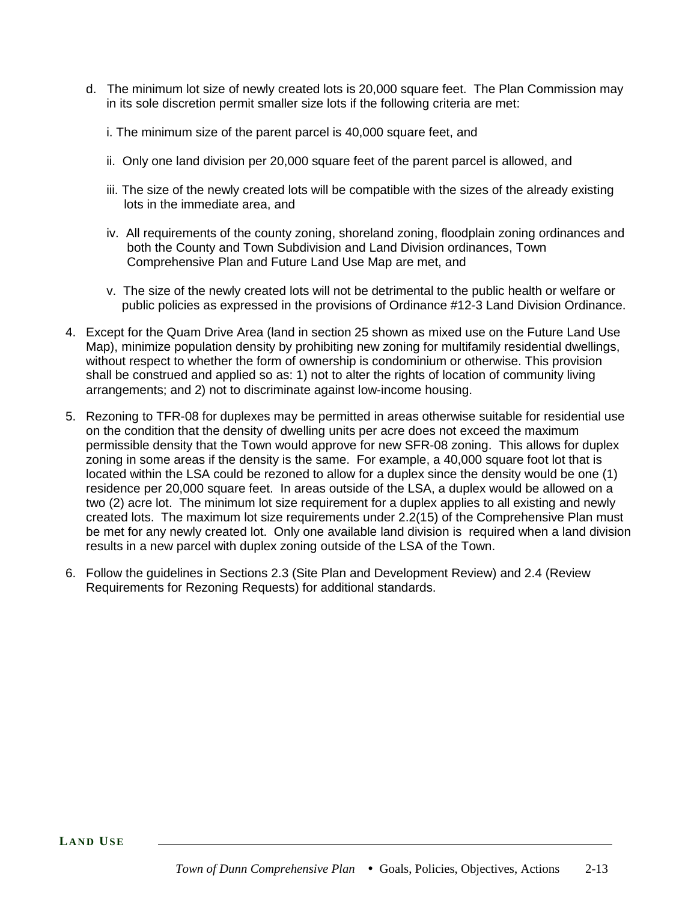d. The minimum lot size of newly created lots is 20,000 square feet. The Plan Commission may in its sole discretion permit smaller size lots if the following criteria are met:

   i. The minimum size of the parent parcel is 40,000 square feet, and

   ii. Only one land division per 20,000 square feet of the parent parcel is allowed, and

   iii. The size of the newly created lots will be compatible with the sizes of the already existing lots in the immediate area, and

   iv. All requirements of the county zoning, shoreland zoning, floodplain zoning ordinances and both the County and Town Subdivision and Land Division ordinances, Town Comprehensive Plan and Future Land Use Map are met, and

   v. The size of the newly created lots will not be detrimental to the public health or welfare or public policies as expressed in the provisions of Ordinance #12-3 Land Division Ordinance.

4. Except for the Quam Drive Area (land in section 25 shown as mixed use on the Future Land Use Map), minimize population density by prohibiting new zoning for multifamily residential dwellings, without respect to whether the form of ownership is condominium or otherwise. This provision shall be construed and applied so as: 1) not to alter the rights of location of community living arrangements; and 2) not to discriminate against low-income housing.

5. Rezoning to TFR-08 for duplexes may be permitted in areas otherwise suitable for residential use on the condition that the density of dwelling units per acre does not exceed the maximum permissible density that the Town would approve for new SFR-08 zoning. This allows for duplex zoning in some areas if the density is the same. For example, a 40,000 square foot lot that is located within the LSA could be rezoned to allow for a duplex since the density would be one (1) residence per 20,000 square feet. In areas outside of the LSA, a duplex would be allowed on a two (2) acre lot. The minimum lot size requirement for a duplex applies to all existing and newly created lots. The maximum lot size requirements under 2.2(15) of the Comprehensive Plan must be met for any newly created lot. Only one available land division is required when a land division results in a new parcel with duplex zoning outside of the LSA of the Town.

6. Follow the guidelines in Sections 2.3 (Site Plan and Development Review) and 2.4 (Review Requirements for Rezoning Requests) for additional standards.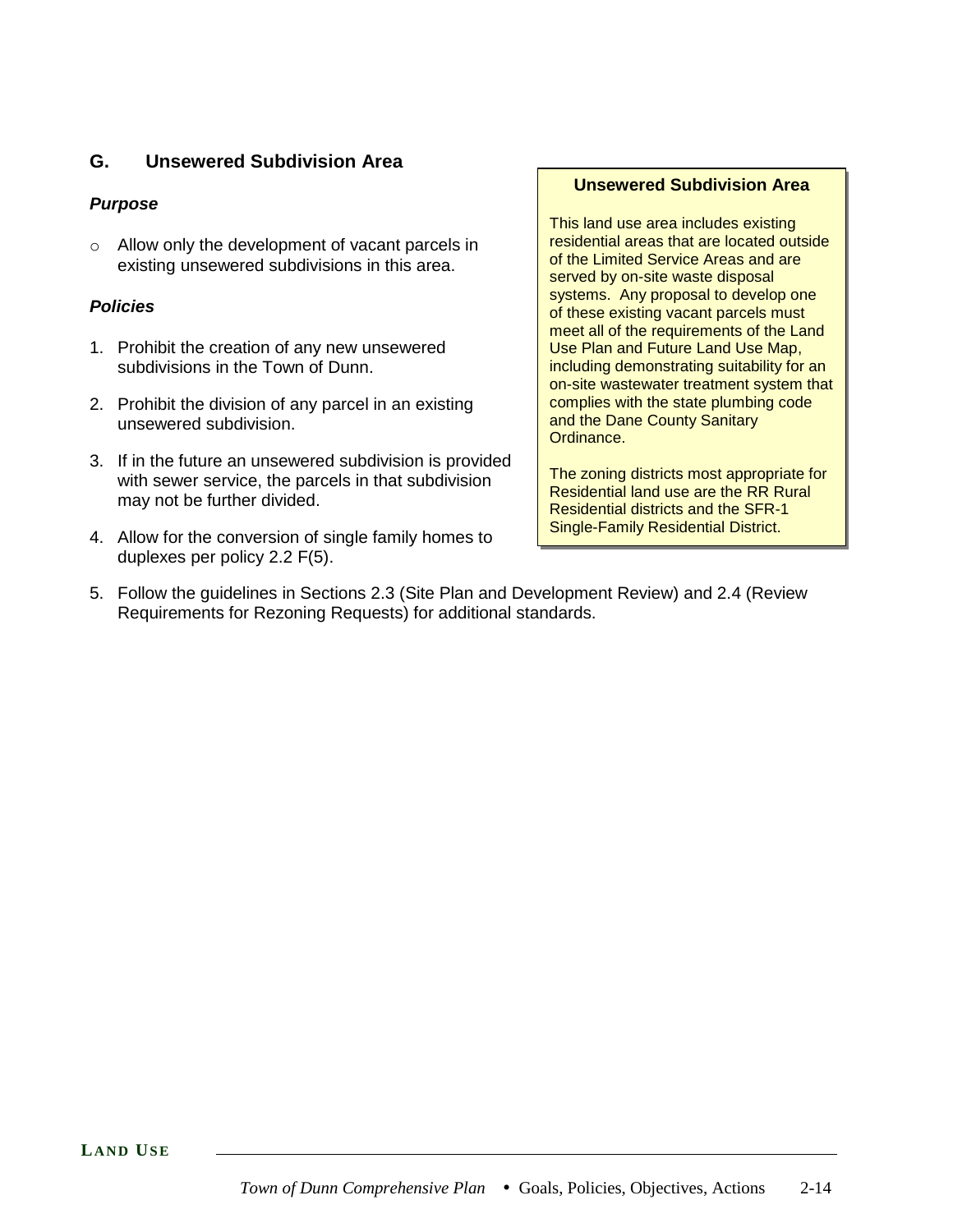## G. Unsewered Subdivision Area

### *Purpose*

- Allow only the development of vacant parcels in existing unsewered subdivisions in this area.

### *Policies*

1. Prohibit the creation of any new unsewered subdivisions in the Town of Dunn.
2. Prohibit the division of any parcel in an existing unsewered subdivision.
3. If in the future an unsewered subdivision is provided with sewer service, the parcels in that subdivision may not be further divided.
4. Allow for the conversion of single family homes to duplexes per policy 2.2 F(5).
5. Follow the guidelines in Sections 2.3 (Site Plan and Development Review) and 2.4 (Review Requirements for Rezoning Requests) for additional standards.

**Unsewered Subdivision Area**

This land use area includes existing residential areas that are located outside of the Limited Service Areas and are served by on-site waste disposal systems. Any proposal to develop one of these existing vacant parcels must meet all of the requirements of the Land Use Plan and Future Land Use Map, including demonstrating suitability for an on-site wastewater treatment system that complies with the state plumbing code and the Dane County Sanitary Ordinance.

The zoning districts most appropriate for Residential land use are the RR Rural Residential districts and the SFR-1 Single-Family Residential District.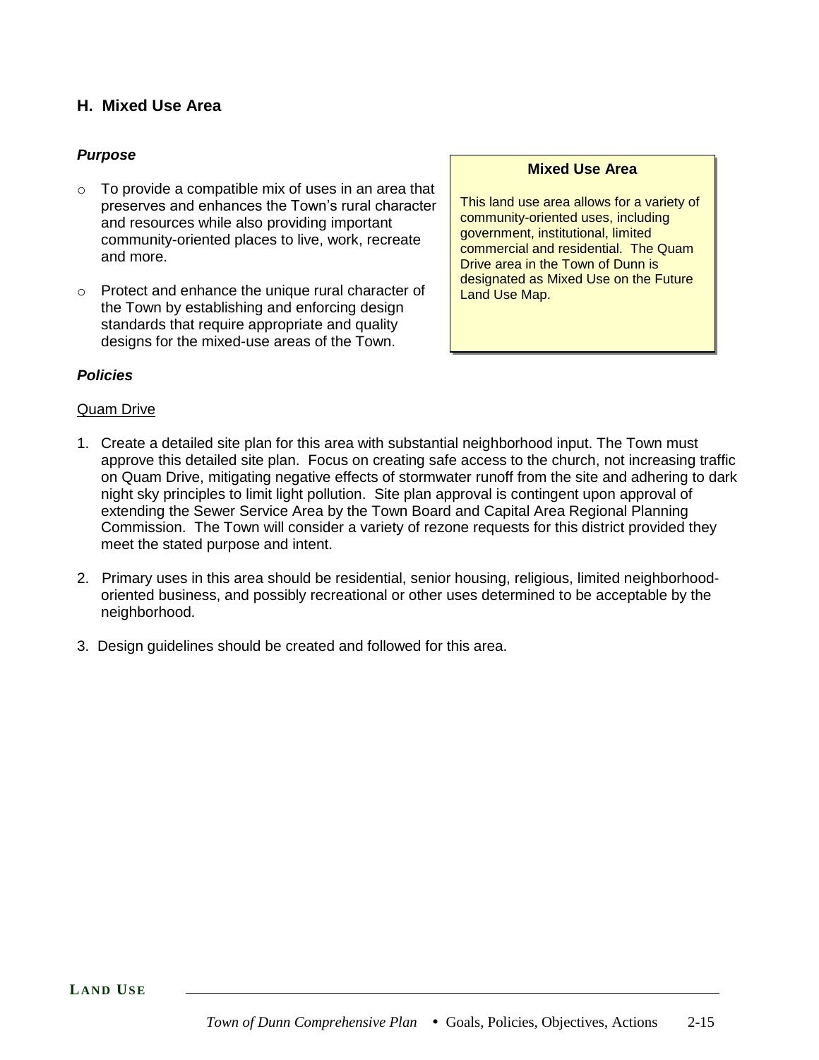## H. Mixed Use Area

### *Purpose*

- To provide a compatible mix of uses in an area that preserves and enhances the Town's rural character and resources while also providing important community-oriented places to live, work, recreate and more.
- Protect and enhance the unique rural character of the Town by establishing and enforcing design standards that require appropriate and quality designs for the mixed-use areas of the Town.

> **Mixed Use Area**
>
> This land use area allows for a variety of community-oriented uses, including government, institutional, limited commercial and residential. The Quam Drive area in the Town of Dunn is designated as Mixed Use on the Future Land Use Map.

### *Policies*

Quam Drive

1. Create a detailed site plan for this area with substantial neighborhood input. The Town must approve this detailed site plan. Focus on creating safe access to the church, not increasing traffic on Quam Drive, mitigating negative effects of stormwater runoff from the site and adhering to dark night sky principles to limit light pollution. Site plan approval is contingent upon approval of extending the Sewer Service Area by the Town Board and Capital Area Regional Planning Commission. The Town will consider a variety of rezone requests for this district provided they meet the stated purpose and intent.
2. Primary uses in this area should be residential, senior housing, religious, limited neighborhood-oriented business, and possibly recreational or other uses determined to be acceptable by the neighborhood.
3. Design guidelines should be created and followed for this area.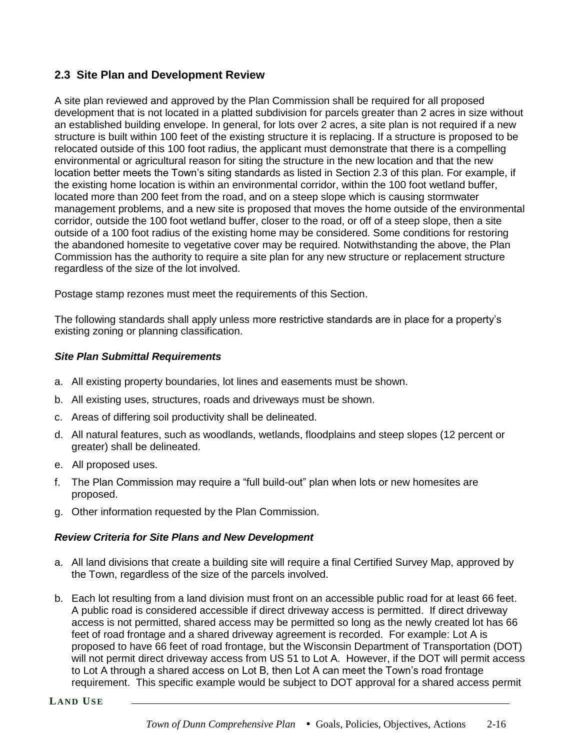## 2.3 Site Plan and Development Review

A site plan reviewed and approved by the Plan Commission shall be required for all proposed development that is not located in a platted subdivision for parcels greater than 2 acres in size without an established building envelope. In general, for lots over 2 acres, a site plan is not required if a new structure is built within 100 feet of the existing structure it is replacing. If a structure is proposed to be relocated outside of this 100 foot radius, the applicant must demonstrate that there is a compelling environmental or agricultural reason for siting the structure in the new location and that the new location better meets the Town's siting standards as listed in Section 2.3 of this plan. For example, if the existing home location is within an environmental corridor, within the 100 foot wetland buffer, located more than 200 feet from the road, and on a steep slope which is causing stormwater management problems, and a new site is proposed that moves the home outside of the environmental corridor, outside the 100 foot wetland buffer, closer to the road, or off of a steep slope, then a site outside of a 100 foot radius of the existing home may be considered. Some conditions for restoring the abandoned homesite to vegetative cover may be required. Notwithstanding the above, the Plan Commission has the authority to require a site plan for any new structure or replacement structure regardless of the size of the lot involved.

Postage stamp rezones must meet the requirements of this Section.

The following standards shall apply unless more restrictive standards are in place for a property's existing zoning or planning classification.

***Site Plan Submittal Requirements***

a. All existing property boundaries, lot lines and easements must be shown.
b. All existing uses, structures, roads and driveways must be shown.
c. Areas of differing soil productivity shall be delineated.
d. All natural features, such as woodlands, wetlands, floodplains and steep slopes (12 percent or greater) shall be delineated.
e. All proposed uses.
f. The Plan Commission may require a "full build-out" plan when lots or new homesites are proposed.
g. Other information requested by the Plan Commission.

***Review Criteria for Site Plans and New Development***

a. All land divisions that create a building site will require a final Certified Survey Map, approved by the Town, regardless of the size of the parcels involved.
b. Each lot resulting from a land division must front on an accessible public road for at least 66 feet. A public road is considered accessible if direct driveway access is permitted. If direct driveway access is not permitted, shared access may be permitted so long as the newly created lot has 66 feet of road frontage and a shared driveway agreement is recorded. For example: Lot A is proposed to have 66 feet of road frontage, but the Wisconsin Department of Transportation (DOT) will not permit direct driveway access from US 51 to Lot A. However, if the DOT will permit access to Lot A through a shared access on Lot B, then Lot A can meet the Town's road frontage requirement. This specific example would be subject to DOT approval for a shared access permit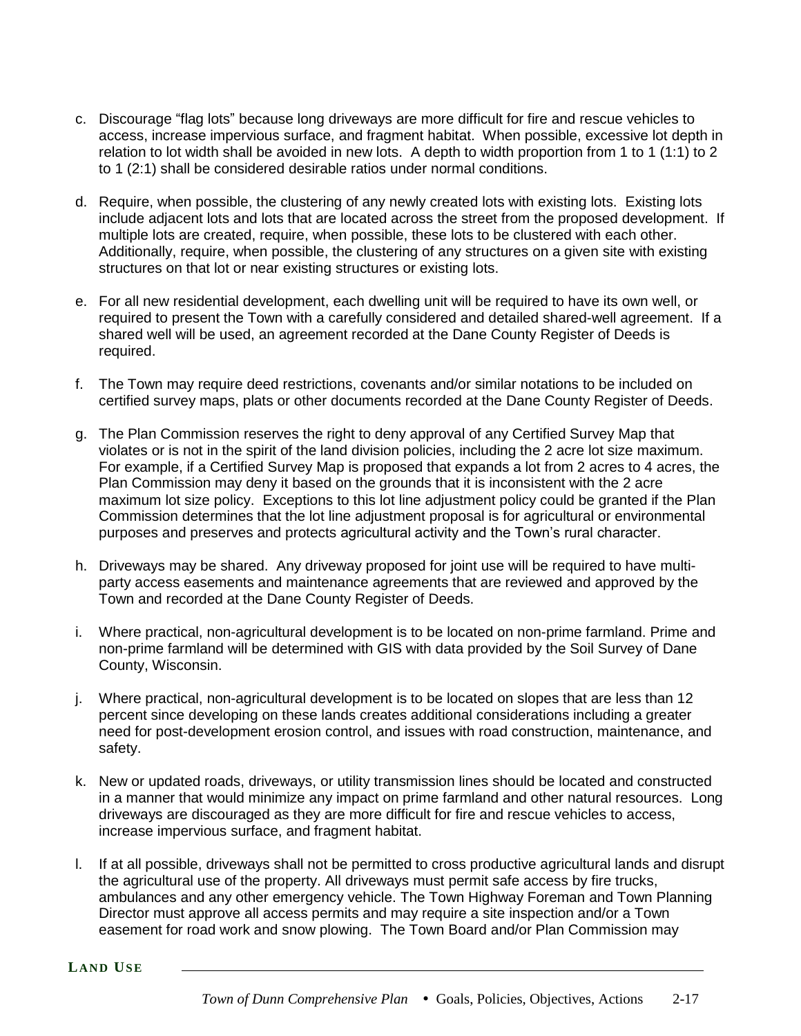c. Discourage “flag lots” because long driveways are more difficult for fire and rescue vehicles to access, increase impervious surface, and fragment habitat. When possible, excessive lot depth in relation to lot width shall be avoided in new lots. A depth to width proportion from 1 to 1 (1:1) to 2 to 1 (2:1) shall be considered desirable ratios under normal conditions.

d. Require, when possible, the clustering of any newly created lots with existing lots. Existing lots include adjacent lots and lots that are located across the street from the proposed development. If multiple lots are created, require, when possible, these lots to be clustered with each other. Additionally, require, when possible, the clustering of any structures on a given site with existing structures on that lot or near existing structures or existing lots.

e. For all new residential development, each dwelling unit will be required to have its own well, or required to present the Town with a carefully considered and detailed shared-well agreement. If a shared well will be used, an agreement recorded at the Dane County Register of Deeds is required.

f. The Town may require deed restrictions, covenants and/or similar notations to be included on certified survey maps, plats or other documents recorded at the Dane County Register of Deeds.

g. The Plan Commission reserves the right to deny approval of any Certified Survey Map that violates or is not in the spirit of the land division policies, including the 2 acre lot size maximum. For example, if a Certified Survey Map is proposed that expands a lot from 2 acres to 4 acres, the Plan Commission may deny it based on the grounds that it is inconsistent with the 2 acre maximum lot size policy. Exceptions to this lot line adjustment policy could be granted if the Plan Commission determines that the lot line adjustment proposal is for agricultural or environmental purposes and preserves and protects agricultural activity and the Town’s rural character.

h. Driveways may be shared. Any driveway proposed for joint use will be required to have multi-party access easements and maintenance agreements that are reviewed and approved by the Town and recorded at the Dane County Register of Deeds.

i. Where practical, non-agricultural development is to be located on non-prime farmland. Prime and non-prime farmland will be determined with GIS with data provided by the Soil Survey of Dane County, Wisconsin.

j. Where practical, non-agricultural development is to be located on slopes that are less than 12 percent since developing on these lands creates additional considerations including a greater need for post-development erosion control, and issues with road construction, maintenance, and safety.

k. New or updated roads, driveways, or utility transmission lines should be located and constructed in a manner that would minimize any impact on prime farmland and other natural resources. Long driveways are discouraged as they are more difficult for fire and rescue vehicles to access, increase impervious surface, and fragment habitat.

l. If at all possible, driveways shall not be permitted to cross productive agricultural lands and disrupt the agricultural use of the property. All driveways must permit safe access by fire trucks, ambulances and any other emergency vehicle. The Town Highway Foreman and Town Planning Director must approve all access permits and may require a site inspection and/or a Town easement for road work and snow plowing. The Town Board and/or Plan Commission may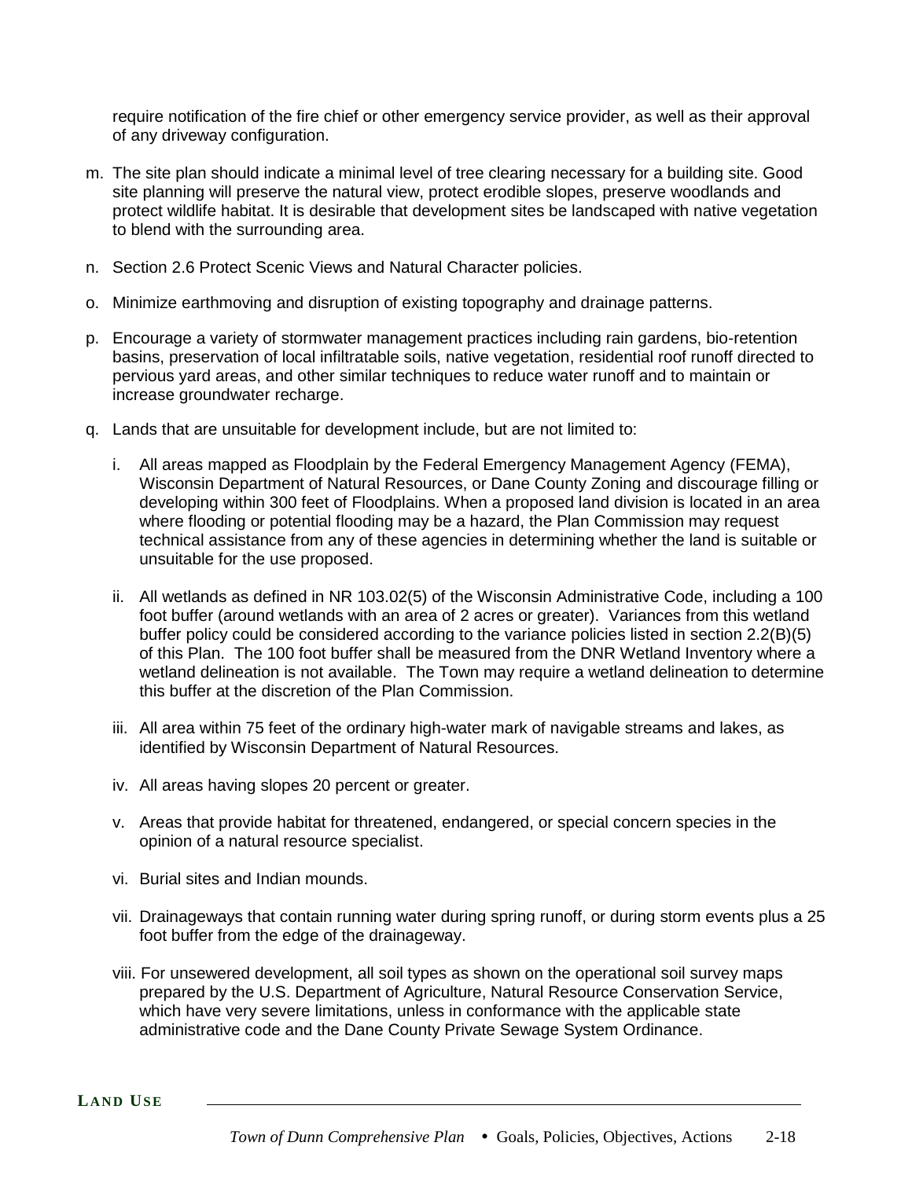require notification of the fire chief or other emergency service provider, as well as their approval of any driveway configuration.

m. The site plan should indicate a minimal level of tree clearing necessary for a building site. Good site planning will preserve the natural view, protect erodible slopes, preserve woodlands and protect wildlife habitat. It is desirable that development sites be landscaped with native vegetation to blend with the surrounding area.

n. Section 2.6 Protect Scenic Views and Natural Character policies.

o. Minimize earthmoving and disruption of existing topography and drainage patterns.

p. Encourage a variety of stormwater management practices including rain gardens, bio-retention basins, preservation of local infiltratable soils, native vegetation, residential roof runoff directed to pervious yard areas, and other similar techniques to reduce water runoff and to maintain or increase groundwater recharge.

q. Lands that are unsuitable for development include, but are not limited to:

   i. All areas mapped as Floodplain by the Federal Emergency Management Agency (FEMA), Wisconsin Department of Natural Resources, or Dane County Zoning and discourage filling or developing within 300 feet of Floodplains. When a proposed land division is located in an area where flooding or potential flooding may be a hazard, the Plan Commission may request technical assistance from any of these agencies in determining whether the land is suitable or unsuitable for the use proposed.

   ii. All wetlands as defined in NR 103.02(5) of the Wisconsin Administrative Code, including a 100 foot buffer (around wetlands with an area of 2 acres or greater). Variances from this wetland buffer policy could be considered according to the variance policies listed in section 2.2(B)(5) of this Plan. The 100 foot buffer shall be measured from the DNR Wetland Inventory where a wetland delineation is not available. The Town may require a wetland delineation to determine this buffer at the discretion of the Plan Commission.

   iii. All area within 75 feet of the ordinary high-water mark of navigable streams and lakes, as identified by Wisconsin Department of Natural Resources.

   iv. All areas having slopes 20 percent or greater.

   v. Areas that provide habitat for threatened, endangered, or special concern species in the opinion of a natural resource specialist.

   vi. Burial sites and Indian mounds.

   vii. Drainageways that contain running water during spring runoff, or during storm events plus a 25 foot buffer from the edge of the drainageway.

   viii. For unsewered development, all soil types as shown on the operational soil survey maps prepared by the U.S. Department of Agriculture, Natural Resource Conservation Service, which have very severe limitations, unless in conformance with the applicable state administrative code and the Dane County Private Sewage System Ordinance.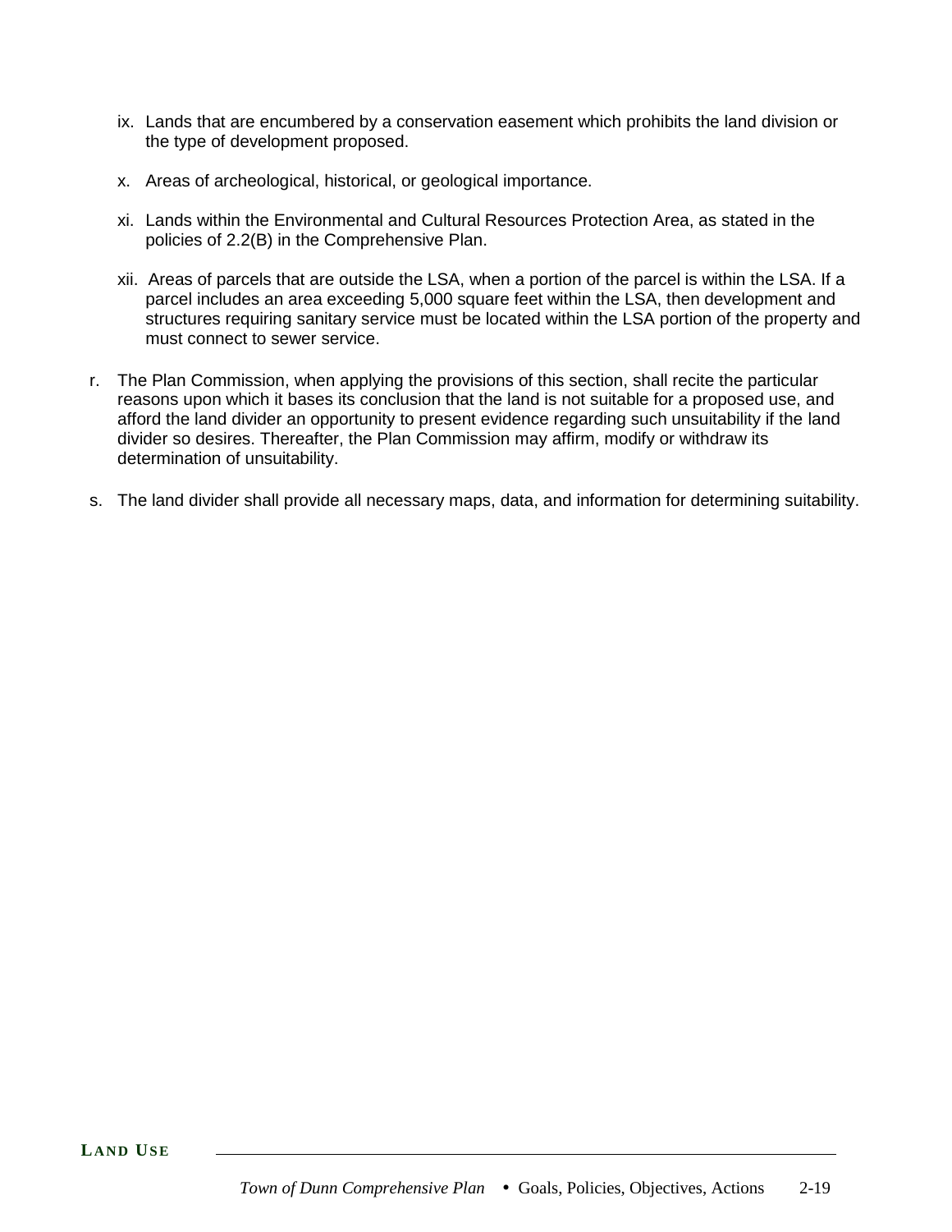ix. Lands that are encumbered by a conservation easement which prohibits the land division or the type of development proposed.

x. Areas of archeological, historical, or geological importance.

xi. Lands within the Environmental and Cultural Resources Protection Area, as stated in the policies of 2.2(B) in the Comprehensive Plan.

xii. Areas of parcels that are outside the LSA, when a portion of the parcel is within the LSA. If a parcel includes an area exceeding 5,000 square feet within the LSA, then development and structures requiring sanitary service must be located within the LSA portion of the property and must connect to sewer service.

r. The Plan Commission, when applying the provisions of this section, shall recite the particular reasons upon which it bases its conclusion that the land is not suitable for a proposed use, and afford the land divider an opportunity to present evidence regarding such unsuitability if the land divider so desires. Thereafter, the Plan Commission may affirm, modify or withdraw its determination of unsuitability.

s. The land divider shall provide all necessary maps, data, and information for determining suitability.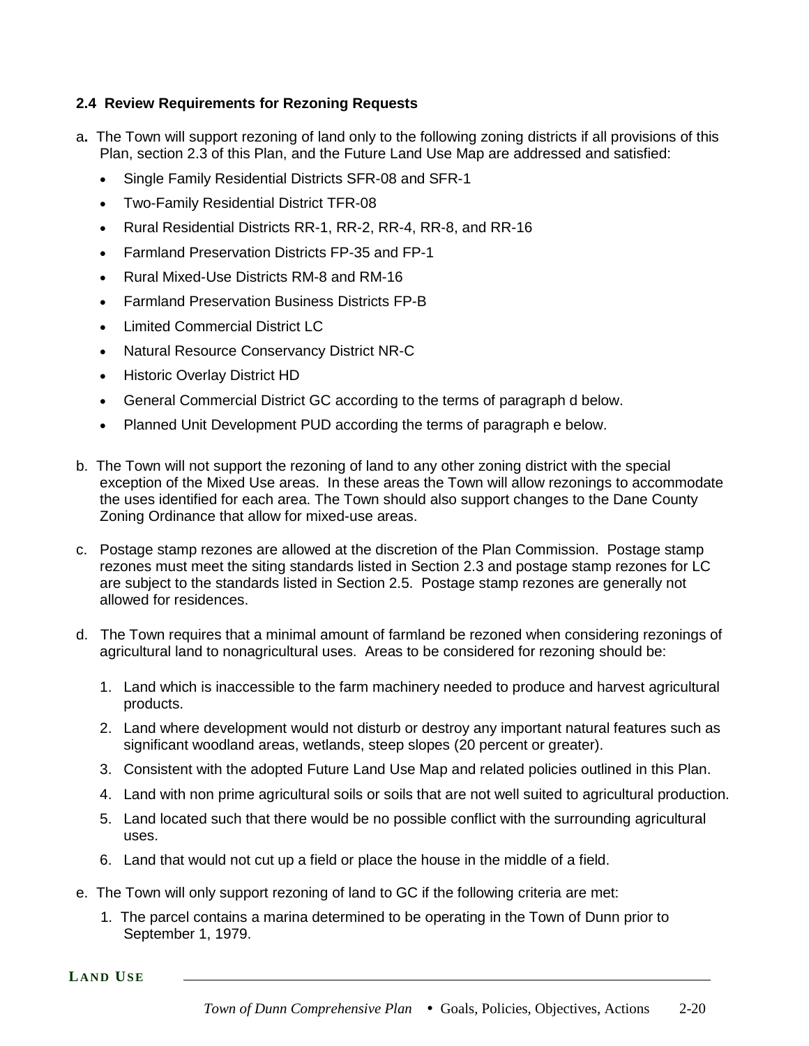### 2.4 Review Requirements for Rezoning Requests

a. The Town will support rezoning of land only to the following zoning districts if all provisions of this Plan, section 2.3 of this Plan, and the Future Land Use Map are addressed and satisfied:

- Single Family Residential Districts SFR-08 and SFR-1
- Two-Family Residential District TFR-08
- Rural Residential Districts RR-1, RR-2, RR-4, RR-8, and RR-16
- Farmland Preservation Districts FP-35 and FP-1
- Rural Mixed-Use Districts RM-8 and RM-16
- Farmland Preservation Business Districts FP-B
- Limited Commercial District LC
- Natural Resource Conservancy District NR-C
- Historic Overlay District HD
- General Commercial District GC according to the terms of paragraph d below.
- Planned Unit Development PUD according the terms of paragraph e below.

b. The Town will not support the rezoning of land to any other zoning district with the special exception of the Mixed Use areas. In these areas the Town will allow rezonings to accommodate the uses identified for each area. The Town should also support changes to the Dane County Zoning Ordinance that allow for mixed-use areas.

c. Postage stamp rezones are allowed at the discretion of the Plan Commission. Postage stamp rezones must meet the siting standards listed in Section 2.3 and postage stamp rezones for LC are subject to the standards listed in Section 2.5. Postage stamp rezones are generally not allowed for residences.

d. The Town requires that a minimal amount of farmland be rezoned when considering rezonings of agricultural land to nonagricultural uses. Areas to be considered for rezoning should be:

1. Land which is inaccessible to the farm machinery needed to produce and harvest agricultural products.
2. Land where development would not disturb or destroy any important natural features such as significant woodland areas, wetlands, steep slopes (20 percent or greater).
3. Consistent with the adopted Future Land Use Map and related policies outlined in this Plan.
4. Land with non prime agricultural soils or soils that are not well suited to agricultural production.
5. Land located such that there would be no possible conflict with the surrounding agricultural uses.
6. Land that would not cut up a field or place the house in the middle of a field.

e. The Town will only support rezoning of land to GC if the following criteria are met:

1. The parcel contains a marina determined to be operating in the Town of Dunn prior to September 1, 1979.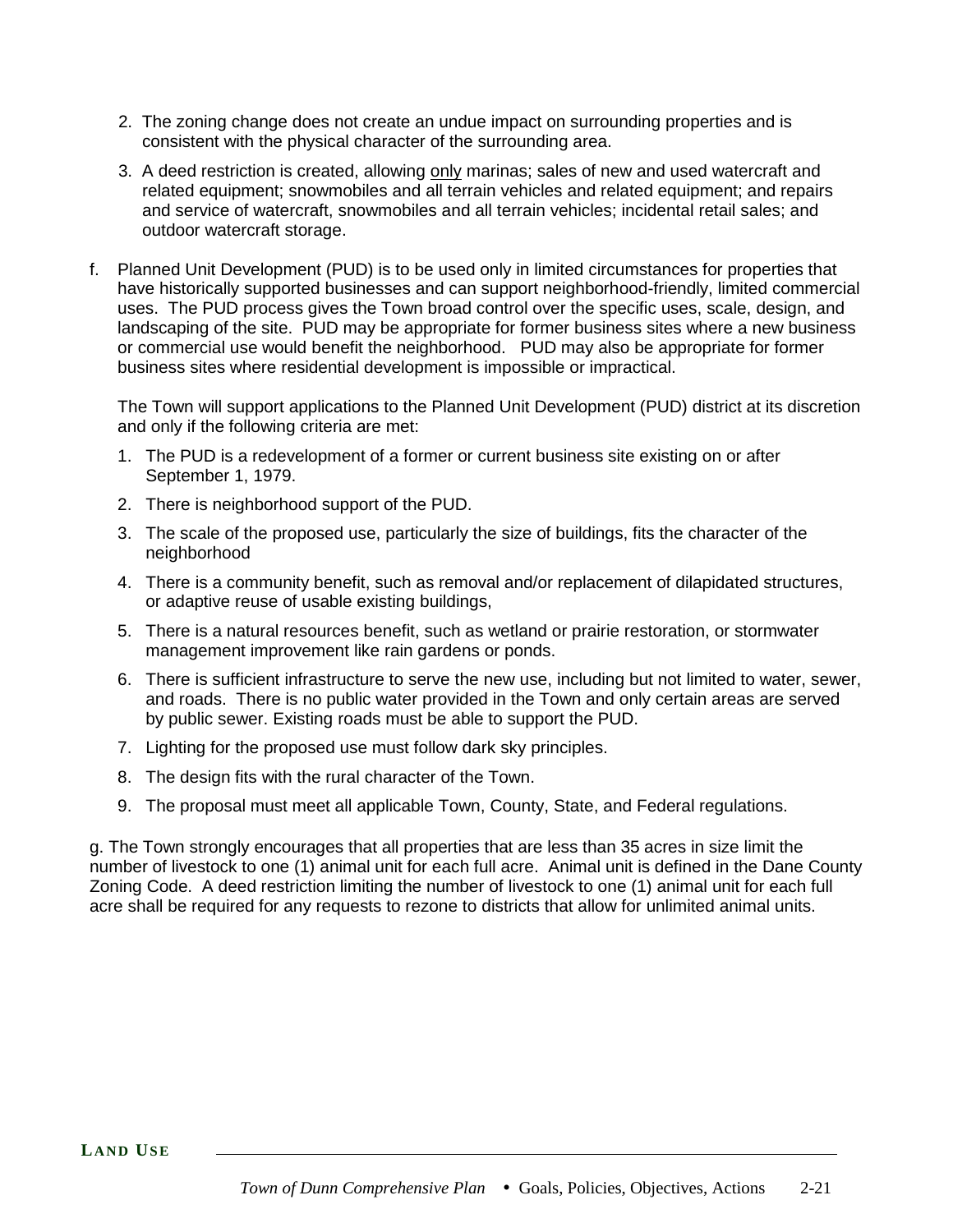2. The zoning change does not create an undue impact on surrounding properties and is consistent with the physical character of the surrounding area.
3. A deed restriction is created, allowing <u>only</u> marinas; sales of new and used watercraft and related equipment; snowmobiles and all terrain vehicles and related equipment; and repairs and service of watercraft, snowmobiles and all terrain vehicles; incidental retail sales; and outdoor watercraft storage.

f. Planned Unit Development (PUD) is to be used only in limited circumstances for properties that have historically supported businesses and can support neighborhood-friendly, limited commercial uses. The PUD process gives the Town broad control over the specific uses, scale, design, and landscaping of the site. PUD may be appropriate for former business sites where a new business or commercial use would benefit the neighborhood. PUD may also be appropriate for former business sites where residential development is impossible or impractical.

   The Town will support applications to the Planned Unit Development (PUD) district at its discretion and only if the following criteria are met:

   1. The PUD is a redevelopment of a former or current business site existing on or after September 1, 1979.
   2. There is neighborhood support of the PUD.
   3. The scale of the proposed use, particularly the size of buildings, fits the character of the neighborhood
   4. There is a community benefit, such as removal and/or replacement of dilapidated structures, or adaptive reuse of usable existing buildings,
   5. There is a natural resources benefit, such as wetland or prairie restoration, or stormwater management improvement like rain gardens or ponds.
   6. There is sufficient infrastructure to serve the new use, including but not limited to water, sewer, and roads. There is no public water provided in the Town and only certain areas are served by public sewer. Existing roads must be able to support the PUD.
   7. Lighting for the proposed use must follow dark sky principles.
   8. The design fits with the rural character of the Town.
   9. The proposal must meet all applicable Town, County, State, and Federal regulations.

g. The Town strongly encourages that all properties that are less than 35 acres in size limit the number of livestock to one (1) animal unit for each full acre. Animal unit is defined in the Dane County Zoning Code. A deed restriction limiting the number of livestock to one (1) animal unit for each full acre shall be required for any requests to rezone to districts that allow for unlimited animal units.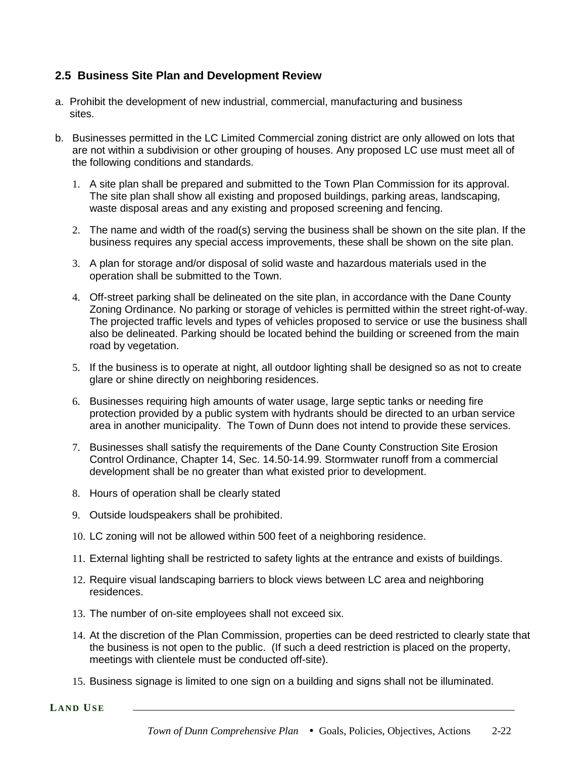## 2.5 Business Site Plan and Development Review

a. Prohibit the development of new industrial, commercial, manufacturing and business sites.

b. Businesses permitted in the LC Limited Commercial zoning district are only allowed on lots that are not within a subdivision or other grouping of houses. Any proposed LC use must meet all of the following conditions and standards.

   1. A site plan shall be prepared and submitted to the Town Plan Commission for its approval. The site plan shall show all existing and proposed buildings, parking areas, landscaping, waste disposal areas and any existing and proposed screening and fencing.

   2. The name and width of the road(s) serving the business shall be shown on the site plan. If the business requires any special access improvements, these shall be shown on the site plan.

   3. A plan for storage and/or disposal of solid waste and hazardous materials used in the operation shall be submitted to the Town.

   4. Off-street parking shall be delineated on the site plan, in accordance with the Dane County Zoning Ordinance. No parking or storage of vehicles is permitted within the street right-of-way. The projected traffic levels and types of vehicles proposed to service or use the business shall also be delineated. Parking should be located behind the building or screened from the main road by vegetation.

   5. If the business is to operate at night, all outdoor lighting shall be designed so as not to create glare or shine directly on neighboring residences.

   6. Businesses requiring high amounts of water usage, large septic tanks or needing fire protection provided by a public system with hydrants should be directed to an urban service area in another municipality. The Town of Dunn does not intend to provide these services.

   7. Businesses shall satisfy the requirements of the Dane County Construction Site Erosion Control Ordinance, Chapter 14, Sec. 14.50-14.99. Stormwater runoff from a commercial development shall be no greater than what existed prior to development.

   8. Hours of operation shall be clearly stated

   9. Outside loudspeakers shall be prohibited.

   10. LC zoning will not be allowed within 500 feet of a neighboring residence.

   11. External lighting shall be restricted to safety lights at the entrance and exists of buildings.

   12. Require visual landscaping barriers to block views between LC area and neighboring residences.

   13. The number of on-site employees shall not exceed six.

   14. At the discretion of the Plan Commission, properties can be deed restricted to clearly state that the business is not open to the public. (If such a deed restriction is placed on the property, meetings with clientele must be conducted off-site).

   15. Business signage is limited to one sign on a building and signs shall not be illuminated.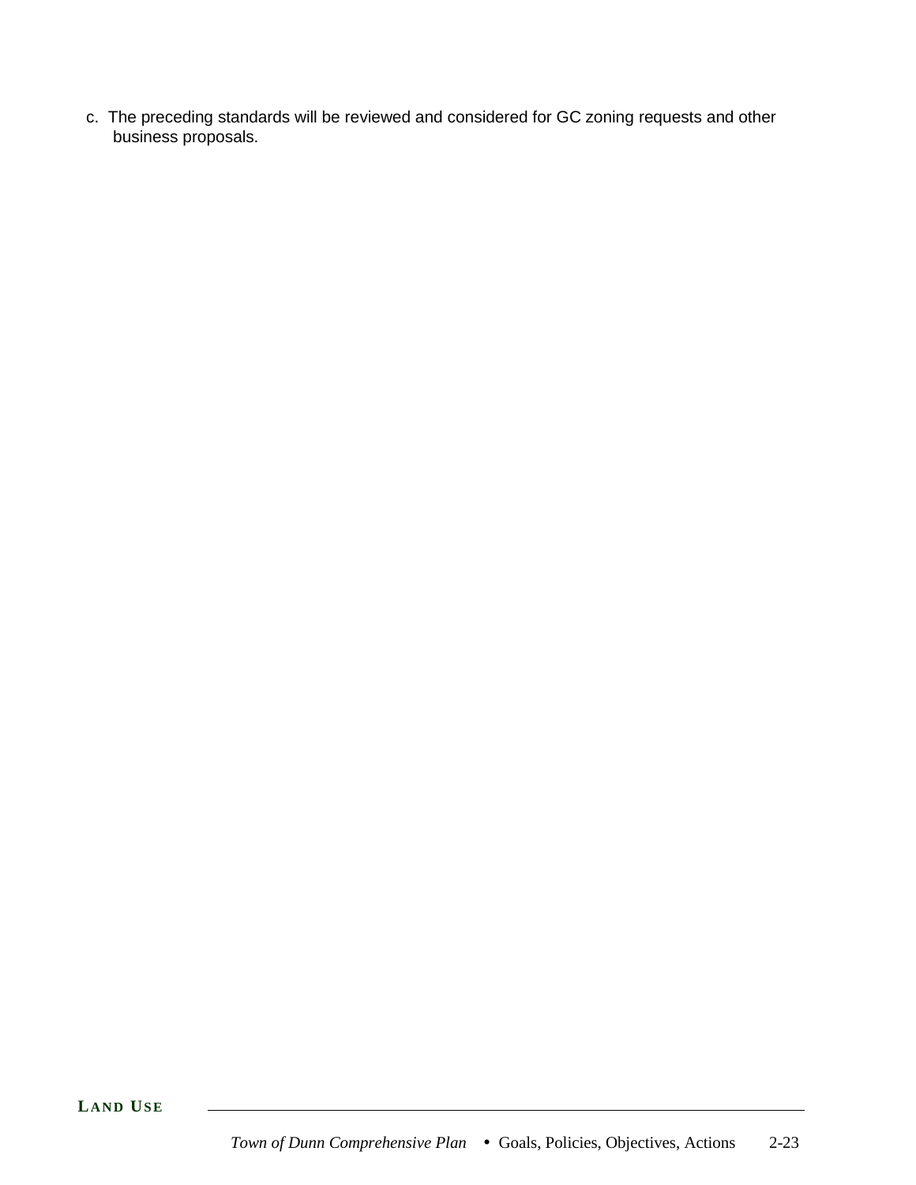c. The preceding standards will be reviewed and considered for GC zoning requests and other business proposals.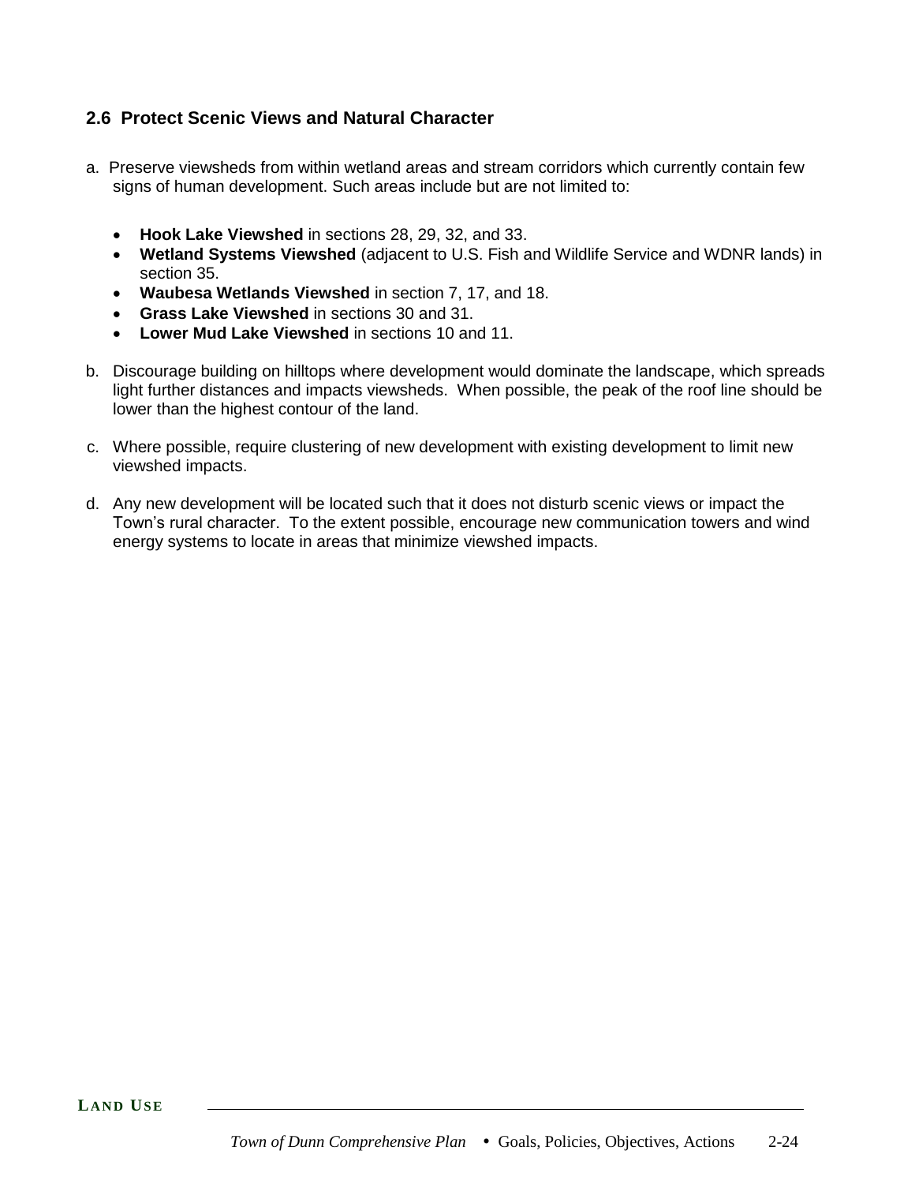## 2.6 Protect Scenic Views and Natural Character

a. Preserve viewsheds from within wetland areas and stream corridors which currently contain few signs of human development. Such areas include but are not limited to:

- **Hook Lake Viewshed** in sections 28, 29, 32, and 33.
- **Wetland Systems Viewshed** (adjacent to U.S. Fish and Wildlife Service and WDNR lands) in section 35.
- **Waubesa Wetlands Viewshed** in section 7, 17, and 18.
- **Grass Lake Viewshed** in sections 30 and 31.
- **Lower Mud Lake Viewshed** in sections 10 and 11.

b. Discourage building on hilltops where development would dominate the landscape, which spreads light further distances and impacts viewsheds. When possible, the peak of the roof line should be lower than the highest contour of the land.

c. Where possible, require clustering of new development with existing development to limit new viewshed impacts.

d. Any new development will be located such that it does not disturb scenic views or impact the Town's rural character. To the extent possible, encourage new communication towers and wind energy systems to locate in areas that minimize viewshed impacts.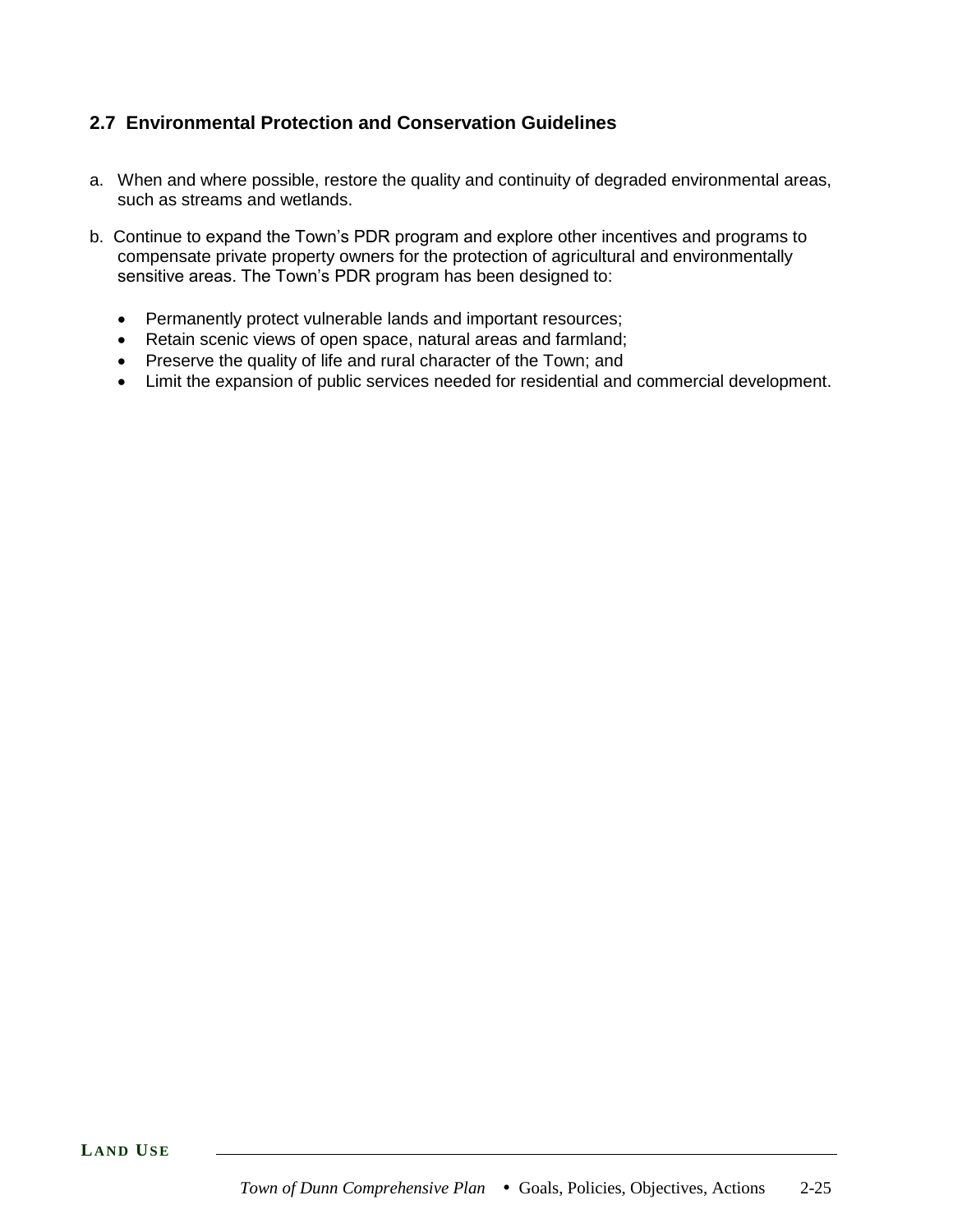## 2.7 Environmental Protection and Conservation Guidelines

a. When and where possible, restore the quality and continuity of degraded environmental areas, such as streams and wetlands.

b. Continue to expand the Town's PDR program and explore other incentives and programs to compensate private property owners for the protection of agricultural and environmentally sensitive areas. The Town's PDR program has been designed to:

- Permanently protect vulnerable lands and important resources;
- Retain scenic views of open space, natural areas and farmland;
- Preserve the quality of life and rural character of the Town; and
- Limit the expansion of public services needed for residential and commercial development.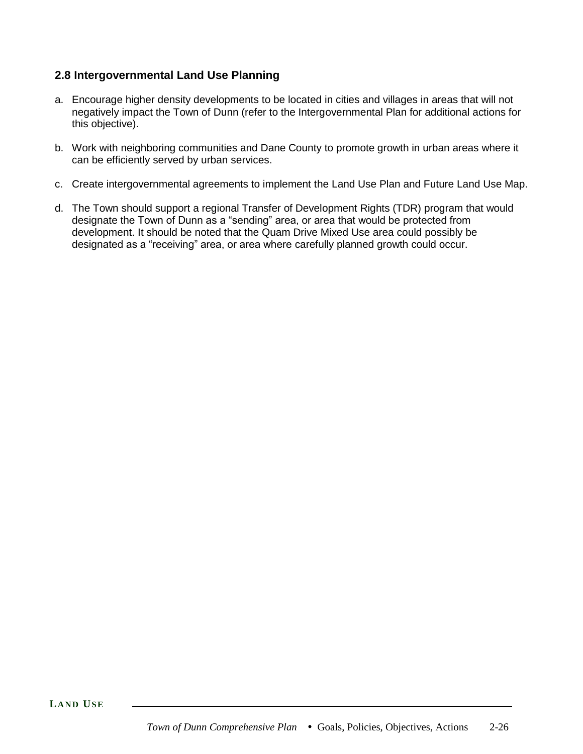### 2.8 Intergovernmental Land Use Planning

a. Encourage higher density developments to be located in cities and villages in areas that will not negatively impact the Town of Dunn (refer to the Intergovernmental Plan for additional actions for this objective).

b. Work with neighboring communities and Dane County to promote growth in urban areas where it can be efficiently served by urban services.

c. Create intergovernmental agreements to implement the Land Use Plan and Future Land Use Map.

d. The Town should support a regional Transfer of Development Rights (TDR) program that would designate the Town of Dunn as a "sending" area, or area that would be protected from development. It should be noted that the Quam Drive Mixed Use area could possibly be designated as a "receiving" area, or area where carefully planned growth could occur.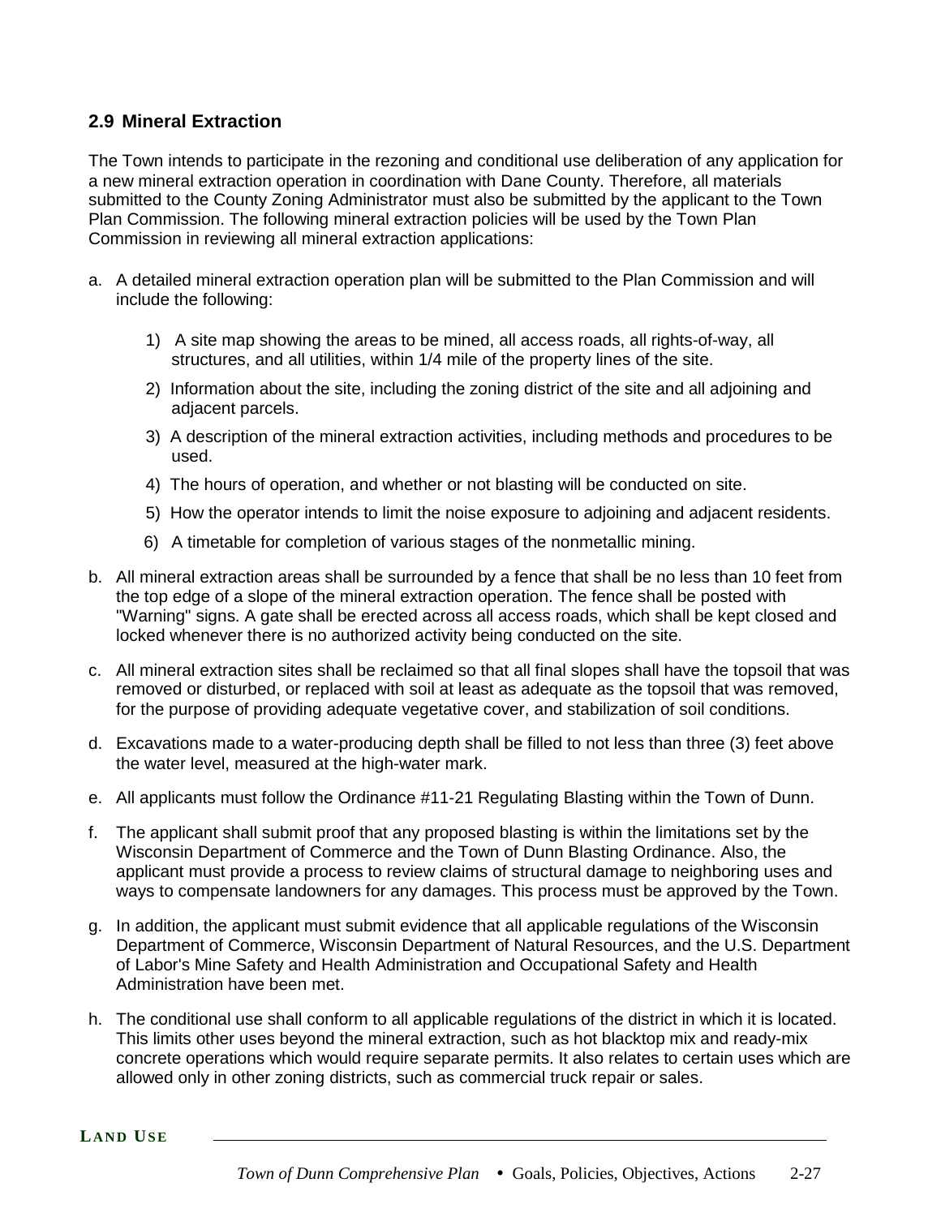## 2.9 Mineral Extraction

The Town intends to participate in the rezoning and conditional use deliberation of any application for a new mineral extraction operation in coordination with Dane County. Therefore, all materials submitted to the County Zoning Administrator must also be submitted by the applicant to the Town Plan Commission. The following mineral extraction policies will be used by the Town Plan Commission in reviewing all mineral extraction applications:

a. A detailed mineral extraction operation plan will be submitted to the Plan Commission and will include the following:

   1) A site map showing the areas to be mined, all access roads, all rights-of-way, all structures, and all utilities, within 1/4 mile of the property lines of the site.

   2) Information about the site, including the zoning district of the site and all adjoining and adjacent parcels.

   3) A description of the mineral extraction activities, including methods and procedures to be used.

   4) The hours of operation, and whether or not blasting will be conducted on site.

   5) How the operator intends to limit the noise exposure to adjoining and adjacent residents.

   6) A timetable for completion of various stages of the nonmetallic mining.

b. All mineral extraction areas shall be surrounded by a fence that shall be no less than 10 feet from the top edge of a slope of the mineral extraction operation. The fence shall be posted with "Warning" signs. A gate shall be erected across all access roads, which shall be kept closed and locked whenever there is no authorized activity being conducted on the site.

c. All mineral extraction sites shall be reclaimed so that all final slopes shall have the topsoil that was removed or disturbed, or replaced with soil at least as adequate as the topsoil that was removed, for the purpose of providing adequate vegetative cover, and stabilization of soil conditions.

d. Excavations made to a water-producing depth shall be filled to not less than three (3) feet above the water level, measured at the high-water mark.

e. All applicants must follow the Ordinance #11-21 Regulating Blasting within the Town of Dunn.

f. The applicant shall submit proof that any proposed blasting is within the limitations set by the Wisconsin Department of Commerce and the Town of Dunn Blasting Ordinance. Also, the applicant must provide a process to review claims of structural damage to neighboring uses and ways to compensate landowners for any damages. This process must be approved by the Town.

g. In addition, the applicant must submit evidence that all applicable regulations of the Wisconsin Department of Commerce, Wisconsin Department of Natural Resources, and the U.S. Department of Labor's Mine Safety and Health Administration and Occupational Safety and Health Administration have been met.

h. The conditional use shall conform to all applicable regulations of the district in which it is located. This limits other uses beyond the mineral extraction, such as hot blacktop mix and ready-mix concrete operations which would require separate permits. It also relates to certain uses which are allowed only in other zoning districts, such as commercial truck repair or sales.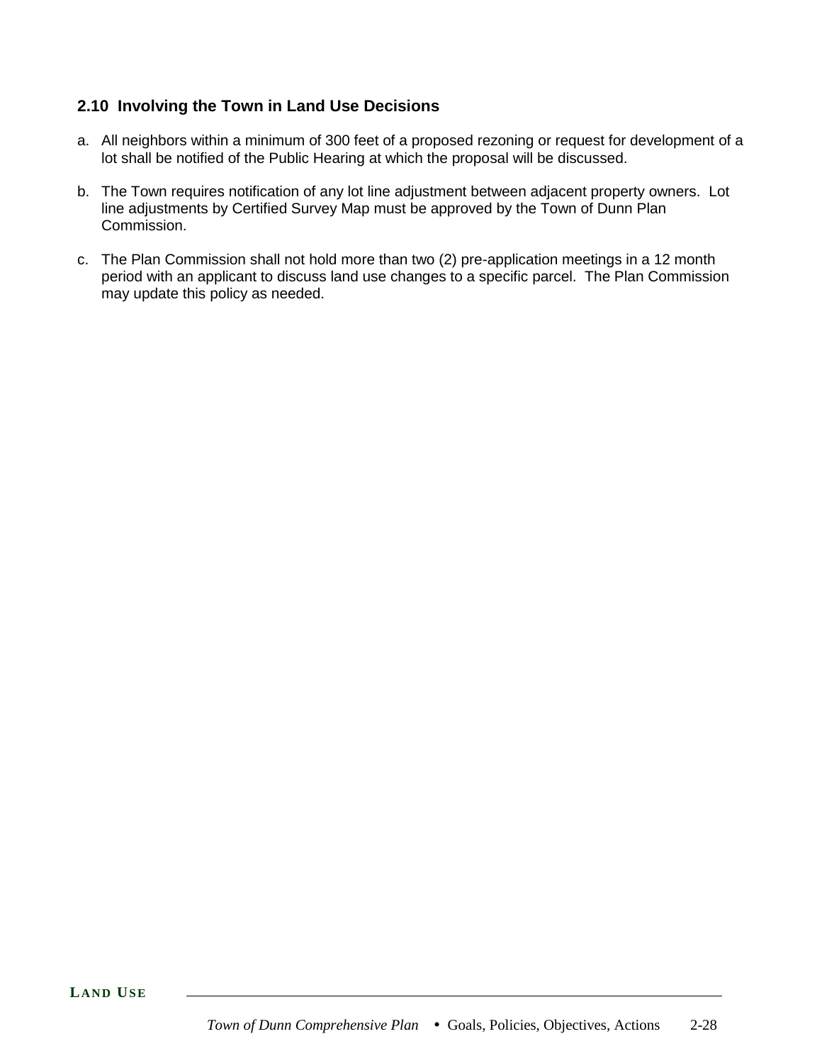## 2.10 Involving the Town in Land Use Decisions

a. All neighbors within a minimum of 300 feet of a proposed rezoning or request for development of a lot shall be notified of the Public Hearing at which the proposal will be discussed.

b. The Town requires notification of any lot line adjustment between adjacent property owners. Lot line adjustments by Certified Survey Map must be approved by the Town of Dunn Plan Commission.

c. The Plan Commission shall not hold more than two (2) pre-application meetings in a 12 month period with an applicant to discuss land use changes to a specific parcel. The Plan Commission may update this policy as needed.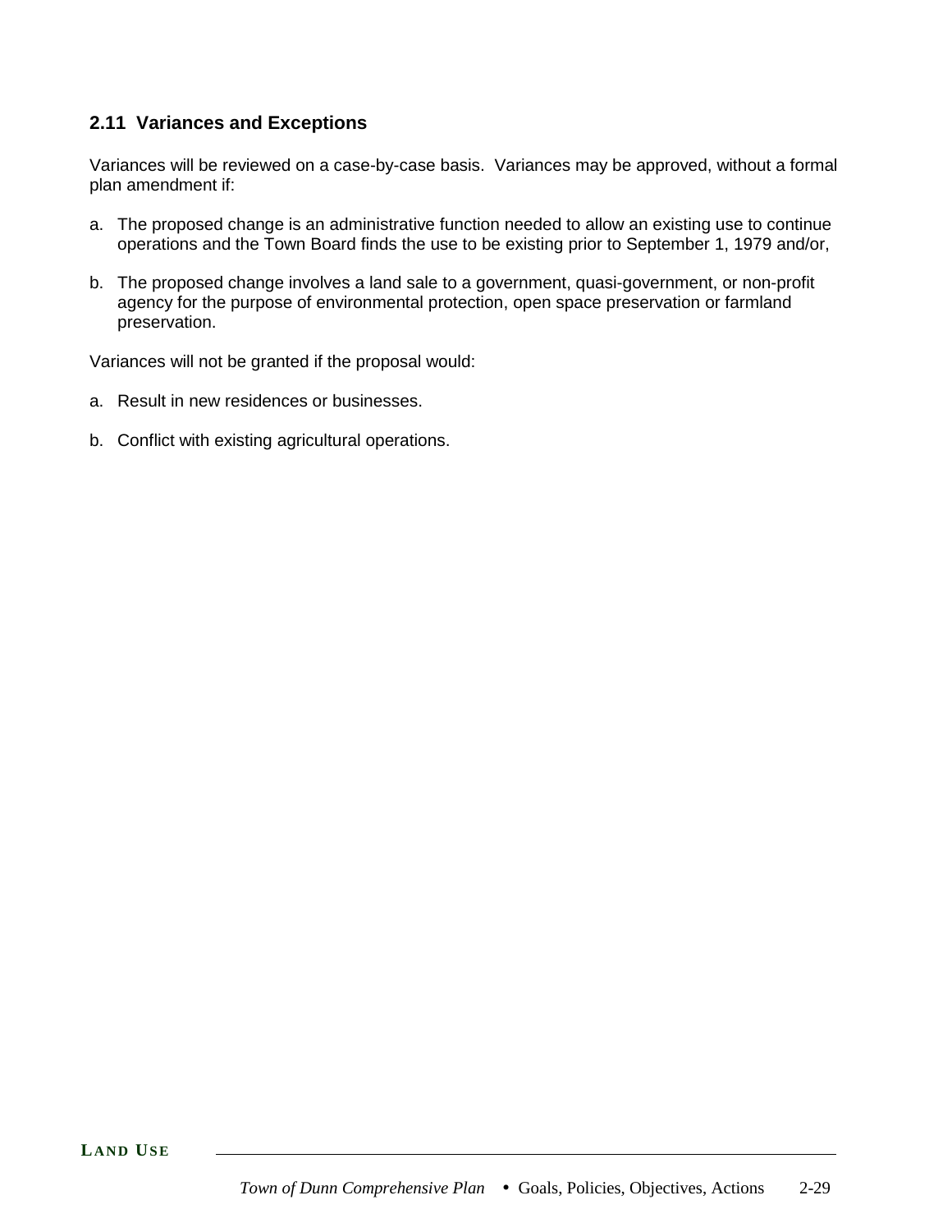## 2.11 Variances and Exceptions

Variances will be reviewed on a case-by-case basis. Variances may be approved, without a formal plan amendment if:

a. The proposed change is an administrative function needed to allow an existing use to continue operations and the Town Board finds the use to be existing prior to September 1, 1979 and/or,

b. The proposed change involves a land sale to a government, quasi-government, or non-profit agency for the purpose of environmental protection, open space preservation or farmland preservation.

Variances will not be granted if the proposal would:

a. Result in new residences or businesses.

b. Conflict with existing agricultural operations.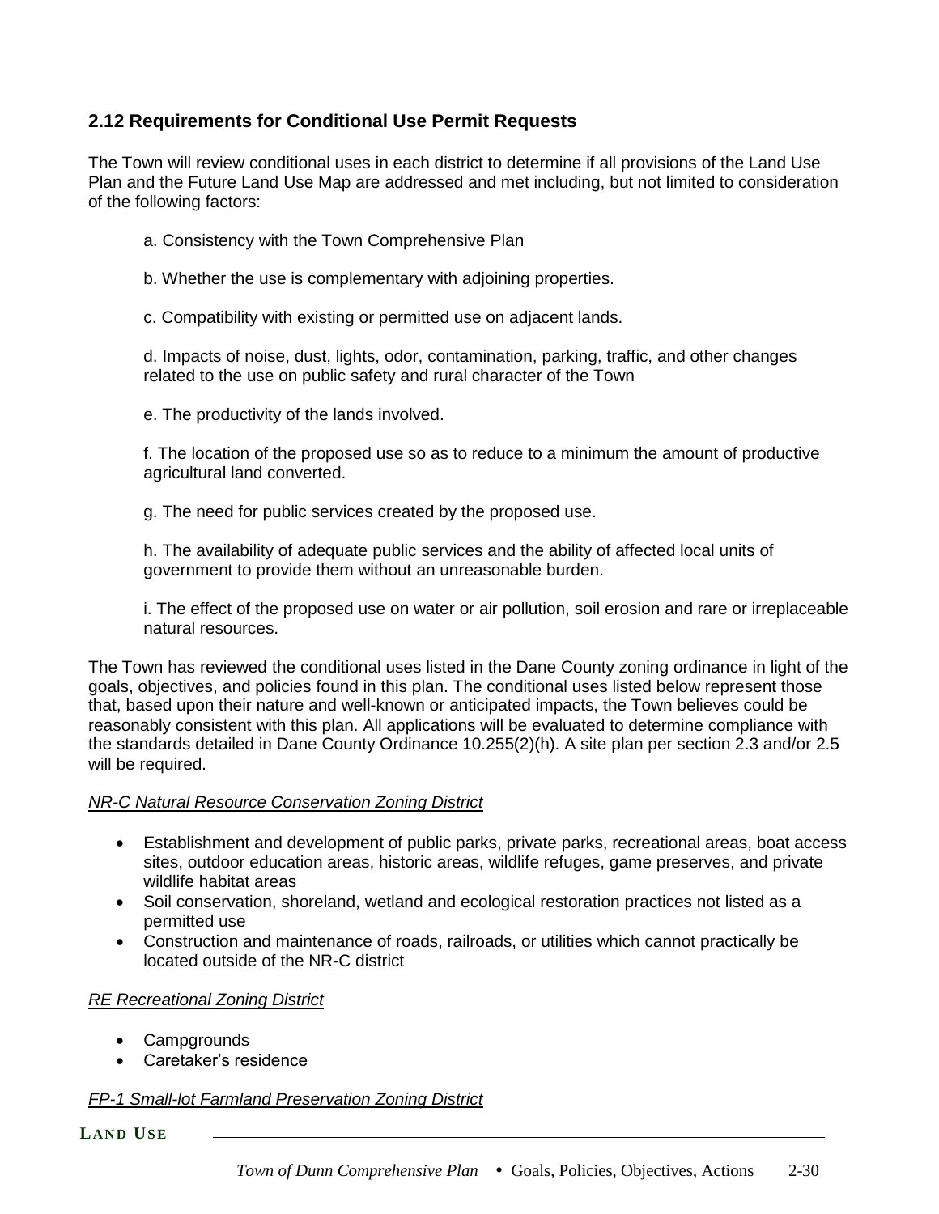## 2.12 Requirements for Conditional Use Permit Requests

The Town will review conditional uses in each district to determine if all provisions of the Land Use Plan and the Future Land Use Map are addressed and met including, but not limited to consideration of the following factors:

a. Consistency with the Town Comprehensive Plan

b. Whether the use is complementary with adjoining properties.

c. Compatibility with existing or permitted use on adjacent lands.

d. Impacts of noise, dust, lights, odor, contamination, parking, traffic, and other changes related to the use on public safety and rural character of the Town

e. The productivity of the lands involved.

f. The location of the proposed use so as to reduce to a minimum the amount of productive agricultural land converted.

g. The need for public services created by the proposed use.

h. The availability of adequate public services and the ability of affected local units of government to provide them without an unreasonable burden.

i. The effect of the proposed use on water or air pollution, soil erosion and rare or irreplaceable natural resources.

The Town has reviewed the conditional uses listed in the Dane County zoning ordinance in light of the goals, objectives, and policies found in this plan. The conditional uses listed below represent those that, based upon their nature and well-known or anticipated impacts, the Town believes could be reasonably consistent with this plan. All applications will be evaluated to determine compliance with the standards detailed in Dane County Ordinance 10.255(2)(h). A site plan per section 2.3 and/or 2.5 will be required.

*NR-C Natural Resource Conservation Zoning District*

- Establishment and development of public parks, private parks, recreational areas, boat access sites, outdoor education areas, historic areas, wildlife refuges, game preserves, and private wildlife habitat areas
- Soil conservation, shoreland, wetland and ecological restoration practices not listed as a permitted use
- Construction and maintenance of roads, railroads, or utilities which cannot practically be located outside of the NR-C district

*RE Recreational Zoning District*

- Campgrounds
- Caretaker's residence

*FP-1 Small-lot Farmland Preservation Zoning District*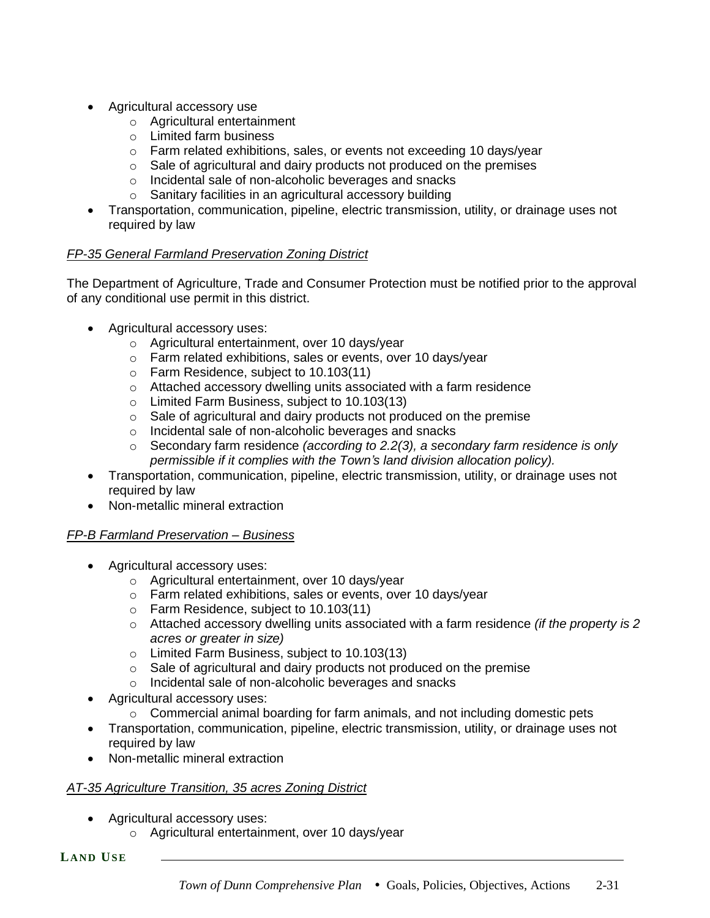- Agricultural accessory use
    - Agricultural entertainment
    - Limited farm business
    - Farm related exhibitions, sales, or events not exceeding 10 days/year
    - Sale of agricultural and dairy products not produced on the premises
    - Incidental sale of non-alcoholic beverages and snacks
    - Sanitary facilities in an agricultural accessory building
- Transportation, communication, pipeline, electric transmission, utility, or drainage uses not required by law

*FP-35 General Farmland Preservation Zoning District*

The Department of Agriculture, Trade and Consumer Protection must be notified prior to the approval of any conditional use permit in this district.

- Agricultural accessory uses:
    - Agricultural entertainment, over 10 days/year
    - Farm related exhibitions, sales or events, over 10 days/year
    - Farm Residence, subject to 10.103(11)
    - Attached accessory dwelling units associated with a farm residence
    - Limited Farm Business, subject to 10.103(13)
    - Sale of agricultural and dairy products not produced on the premise
    - Incidental sale of non-alcoholic beverages and snacks
    - Secondary farm residence *(according to 2.2(3), a secondary farm residence is only permissible if it complies with the Town's land division allocation policy).*
- Transportation, communication, pipeline, electric transmission, utility, or drainage uses not required by law
- Non-metallic mineral extraction

*FP-B Farmland Preservation – Business*

- Agricultural accessory uses:
    - Agricultural entertainment, over 10 days/year
    - Farm related exhibitions, sales or events, over 10 days/year
    - Farm Residence, subject to 10.103(11)
    - Attached accessory dwelling units associated with a farm residence *(if the property is 2 acres or greater in size)*
    - Limited Farm Business, subject to 10.103(13)
    - Sale of agricultural and dairy products not produced on the premise
    - Incidental sale of non-alcoholic beverages and snacks
- Agricultural accessory uses:
    - Commercial animal boarding for farm animals, and not including domestic pets
- Transportation, communication, pipeline, electric transmission, utility, or drainage uses not required by law
- Non-metallic mineral extraction

*AT-35 Agriculture Transition, 35 acres Zoning District*

- Agricultural accessory uses:
    - Agricultural entertainment, over 10 days/year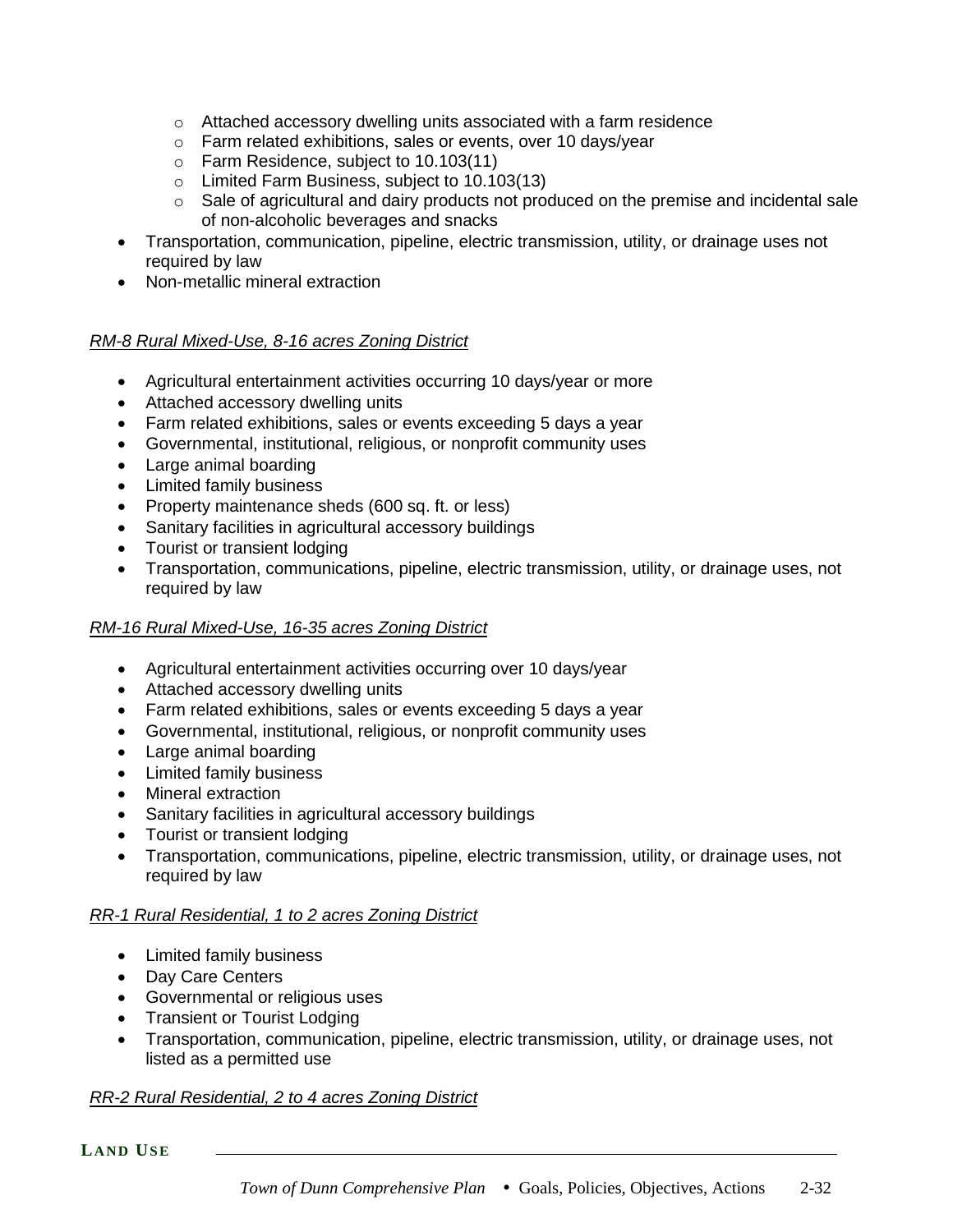- Attached accessory dwelling units associated with a farm residence
    - Farm related exhibitions, sales or events, over 10 days/year
    - Farm Residence, subject to 10.103(11)
    - Limited Farm Business, subject to 10.103(13)
    - Sale of agricultural and dairy products not produced on the premise and incidental sale of non-alcoholic beverages and snacks
- Transportation, communication, pipeline, electric transmission, utility, or drainage uses not required by law
- Non-metallic mineral extraction

*RM-8 Rural Mixed-Use, 8-16 acres Zoning District*

- Agricultural entertainment activities occurring 10 days/year or more
- Attached accessory dwelling units
- Farm related exhibitions, sales or events exceeding 5 days a year
- Governmental, institutional, religious, or nonprofit community uses
- Large animal boarding
- Limited family business
- Property maintenance sheds (600 sq. ft. or less)
- Sanitary facilities in agricultural accessory buildings
- Tourist or transient lodging
- Transportation, communications, pipeline, electric transmission, utility, or drainage uses, not required by law

*RM-16 Rural Mixed-Use, 16-35 acres Zoning District*

- Agricultural entertainment activities occurring over 10 days/year
- Attached accessory dwelling units
- Farm related exhibitions, sales or events exceeding 5 days a year
- Governmental, institutional, religious, or nonprofit community uses
- Large animal boarding
- Limited family business
- Mineral extraction
- Sanitary facilities in agricultural accessory buildings
- Tourist or transient lodging
- Transportation, communications, pipeline, electric transmission, utility, or drainage uses, not required by law

*RR-1 Rural Residential, 1 to 2 acres Zoning District*

- Limited family business
- Day Care Centers
- Governmental or religious uses
- Transient or Tourist Lodging
- Transportation, communication, pipeline, electric transmission, utility, or drainage uses, not listed as a permitted use

*RR-2 Rural Residential, 2 to 4 acres Zoning District*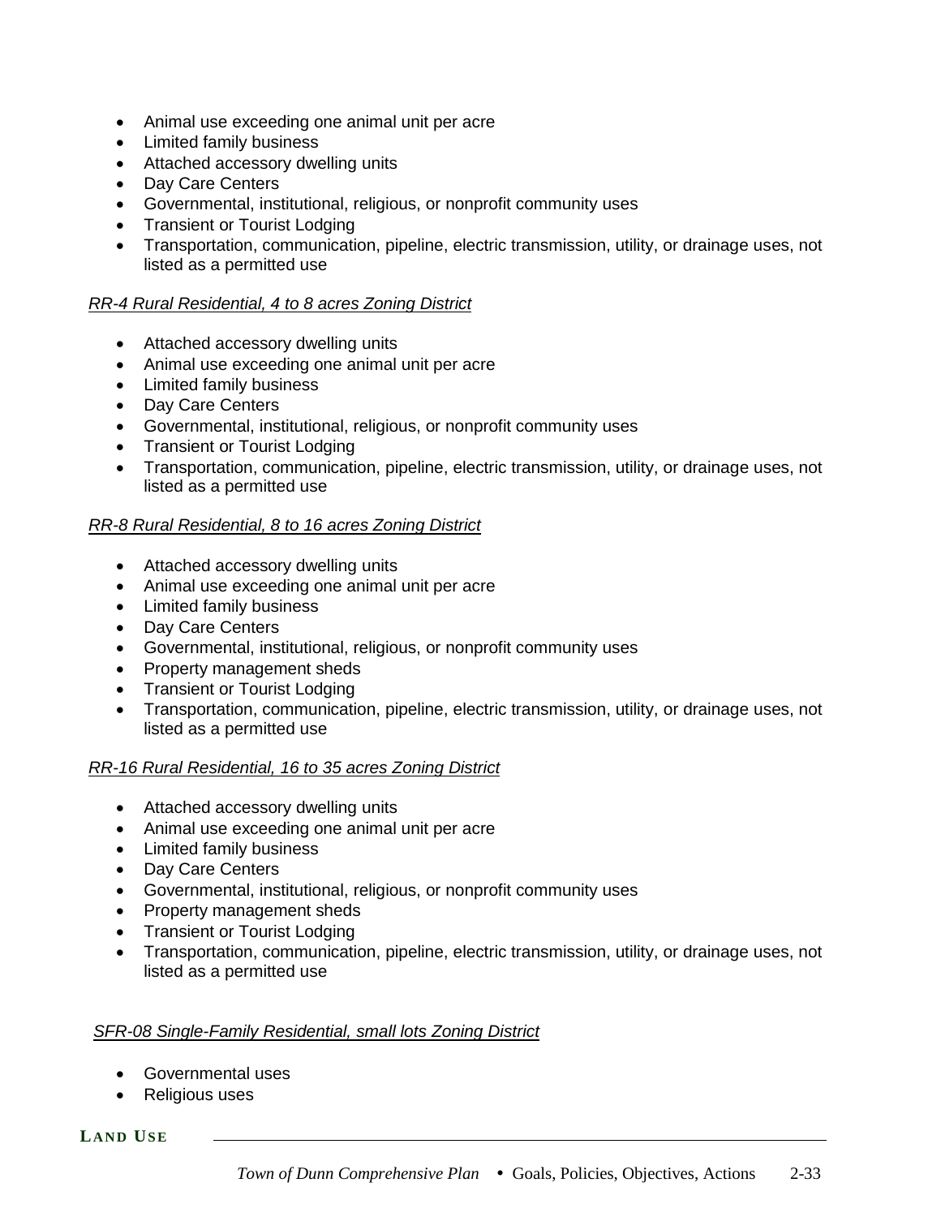- Animal use exceeding one animal unit per acre
- Limited family business
- Attached accessory dwelling units
- Day Care Centers
- Governmental, institutional, religious, or nonprofit community uses
- Transient or Tourist Lodging
- Transportation, communication, pipeline, electric transmission, utility, or drainage uses, not listed as a permitted use

*RR-4 Rural Residential, 4 to 8 acres Zoning District*

- Attached accessory dwelling units
- Animal use exceeding one animal unit per acre
- Limited family business
- Day Care Centers
- Governmental, institutional, religious, or nonprofit community uses
- Transient or Tourist Lodging
- Transportation, communication, pipeline, electric transmission, utility, or drainage uses, not listed as a permitted use

*RR-8 Rural Residential, 8 to 16 acres Zoning District*

- Attached accessory dwelling units
- Animal use exceeding one animal unit per acre
- Limited family business
- Day Care Centers
- Governmental, institutional, religious, or nonprofit community uses
- Property management sheds
- Transient or Tourist Lodging
- Transportation, communication, pipeline, electric transmission, utility, or drainage uses, not listed as a permitted use

*RR-16 Rural Residential, 16 to 35 acres Zoning District*

- Attached accessory dwelling units
- Animal use exceeding one animal unit per acre
- Limited family business
- Day Care Centers
- Governmental, institutional, religious, or nonprofit community uses
- Property management sheds
- Transient or Tourist Lodging
- Transportation, communication, pipeline, electric transmission, utility, or drainage uses, not listed as a permitted use

*SFR-08 Single-Family Residential, small lots Zoning District*

- Governmental uses
- Religious uses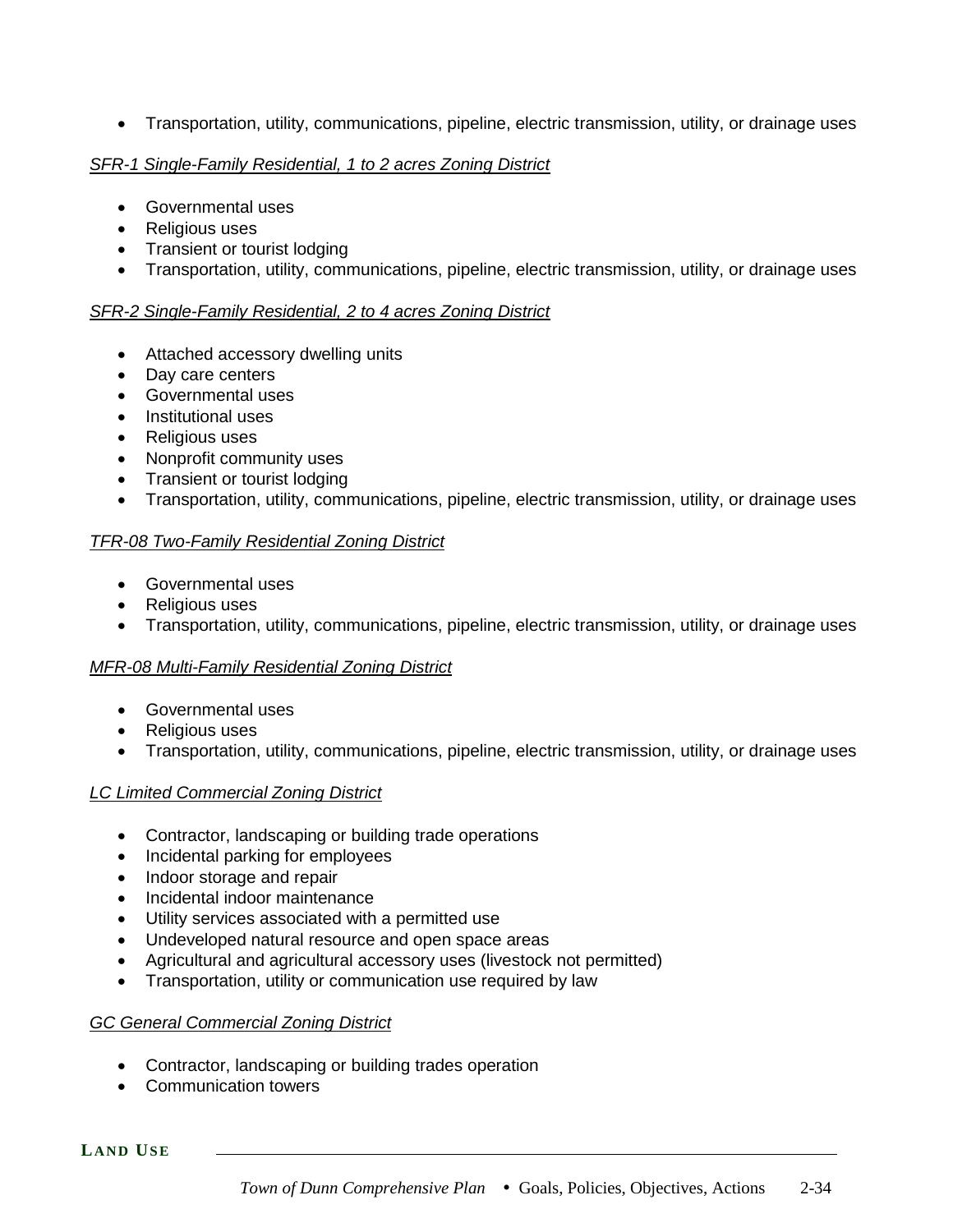- Transportation, utility, communications, pipeline, electric transmission, utility, or drainage uses

*SFR-1 Single-Family Residential, 1 to 2 acres Zoning District*

- Governmental uses
- Religious uses
- Transient or tourist lodging
- Transportation, utility, communications, pipeline, electric transmission, utility, or drainage uses

*SFR-2 Single-Family Residential, 2 to 4 acres Zoning District*

- Attached accessory dwelling units
- Day care centers
- Governmental uses
- Institutional uses
- Religious uses
- Nonprofit community uses
- Transient or tourist lodging
- Transportation, utility, communications, pipeline, electric transmission, utility, or drainage uses

*TFR-08 Two-Family Residential Zoning District*

- Governmental uses
- Religious uses
- Transportation, utility, communications, pipeline, electric transmission, utility, or drainage uses

*MFR-08 Multi-Family Residential Zoning District*

- Governmental uses
- Religious uses
- Transportation, utility, communications, pipeline, electric transmission, utility, or drainage uses

*LC Limited Commercial Zoning District*

- Contractor, landscaping or building trade operations
- Incidental parking for employees
- Indoor storage and repair
- Incidental indoor maintenance
- Utility services associated with a permitted use
- Undeveloped natural resource and open space areas
- Agricultural and agricultural accessory uses (livestock not permitted)
- Transportation, utility or communication use required by law

*GC General Commercial Zoning District*

- Contractor, landscaping or building trades operation
- Communication towers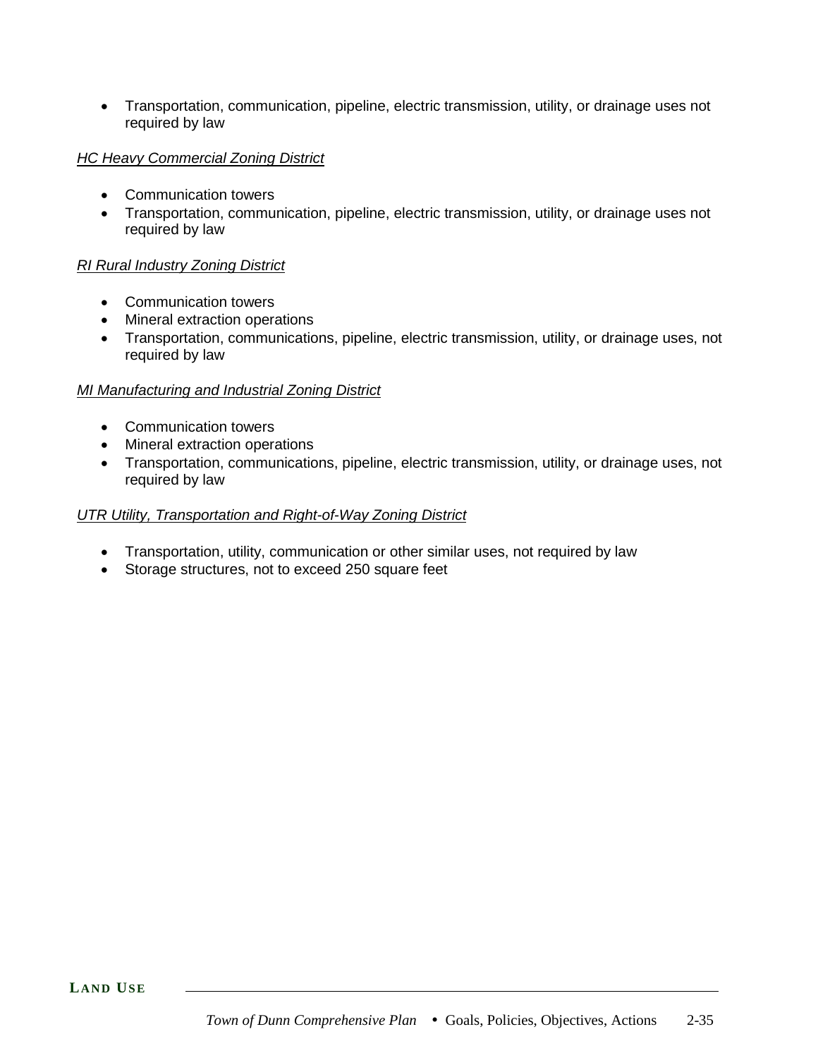- Transportation, communication, pipeline, electric transmission, utility, or drainage uses not required by law

*HC Heavy Commercial Zoning District*

- Communication towers
- Transportation, communication, pipeline, electric transmission, utility, or drainage uses not required by law

*RI Rural Industry Zoning District*

- Communication towers
- Mineral extraction operations
- Transportation, communications, pipeline, electric transmission, utility, or drainage uses, not required by law

*MI Manufacturing and Industrial Zoning District*

- Communication towers
- Mineral extraction operations
- Transportation, communications, pipeline, electric transmission, utility, or drainage uses, not required by law

*UTR Utility, Transportation and Right-of-Way Zoning District*

- Transportation, utility, communication or other similar uses, not required by law
- Storage structures, not to exceed 250 square feet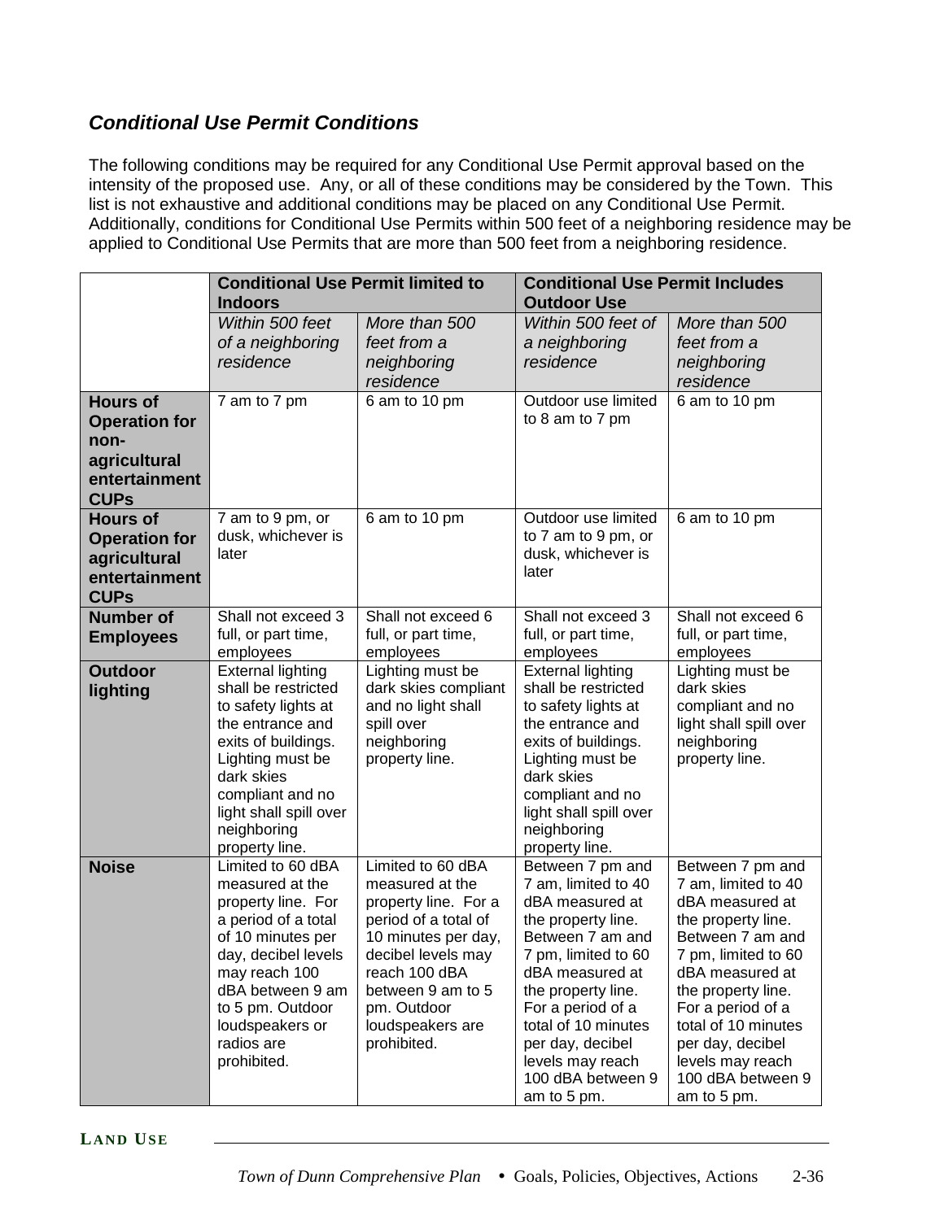### *Conditional Use Permit Conditions*

The following conditions may be required for any Conditional Use Permit approval based on the intensity of the proposed use. Any, or all of these conditions may be considered by the Town. This list is not exhaustive and additional conditions may be placed on any Conditional Use Permit. Additionally, conditions for Conditional Use Permits within 500 feet of a neighboring residence may be applied to Conditional Use Permits that are more than 500 feet from a neighboring residence.

| | **Conditional Use Permit limited to Indoors** | | **Conditional Use Permit Includes Outdoor Use** | |
|---|---|---|---|---|
| | *Within 500 feet of a neighboring residence* | *More than 500 feet from a neighboring residence* | *Within 500 feet of a neighboring residence* | *More than 500 feet from a neighboring residence* |
| **Hours of Operation for non-agricultural entertainment CUPs** | 7 am to 7 pm | 6 am to 10 pm | Outdoor use limited to 8 am to 7 pm | 6 am to 10 pm |
| **Hours of Operation for agricultural entertainment CUPs** | 7 am to 9 pm, or dusk, whichever is later | 6 am to 10 pm | Outdoor use limited to 7 am to 9 pm, or dusk, whichever is later | 6 am to 10 pm |
| **Number of Employees** | Shall not exceed 3 full, or part time, employees | Shall not exceed 6 full, or part time, employees | Shall not exceed 3 full, or part time, employees | Shall not exceed 6 full, or part time, employees |
| **Outdoor lighting** | External lighting shall be restricted to safety lights at the entrance and exits of buildings. Lighting must be dark skies compliant and no light shall spill over neighboring property line. | Lighting must be dark skies compliant and no light shall spill over neighboring property line. | External lighting shall be restricted to safety lights at the entrance and exits of buildings. Lighting must be dark skies compliant and no light shall spill over neighboring property line. | Lighting must be dark skies compliant and no light shall spill over neighboring property line. |
| **Noise** | Limited to 60 dBA measured at the property line. For a period of a total of 10 minutes per day, decibel levels may reach 100 dBA between 9 am to 5 pm. Outdoor loudspeakers or radios are prohibited. | Limited to 60 dBA measured at the property line. For a period of a total of 10 minutes per day, decibel levels may reach 100 dBA between 9 am to 5 pm. Outdoor loudspeakers are prohibited. | Between 7 pm and 7 am, limited to 40 dBA measured at the property line. Between 7 am and 7 pm, limited to 60 dBA measured at the property line. For a period of a total of 10 minutes per day, decibel levels may reach 100 dBA between 9 am to 5 pm. | Between 7 pm and 7 am, limited to 40 dBA measured at the property line. Between 7 am and 7 pm, limited to 60 dBA measured at the property line. For a period of a total of 10 minutes per day, decibel levels may reach 100 dBA between 9 am to 5 pm. |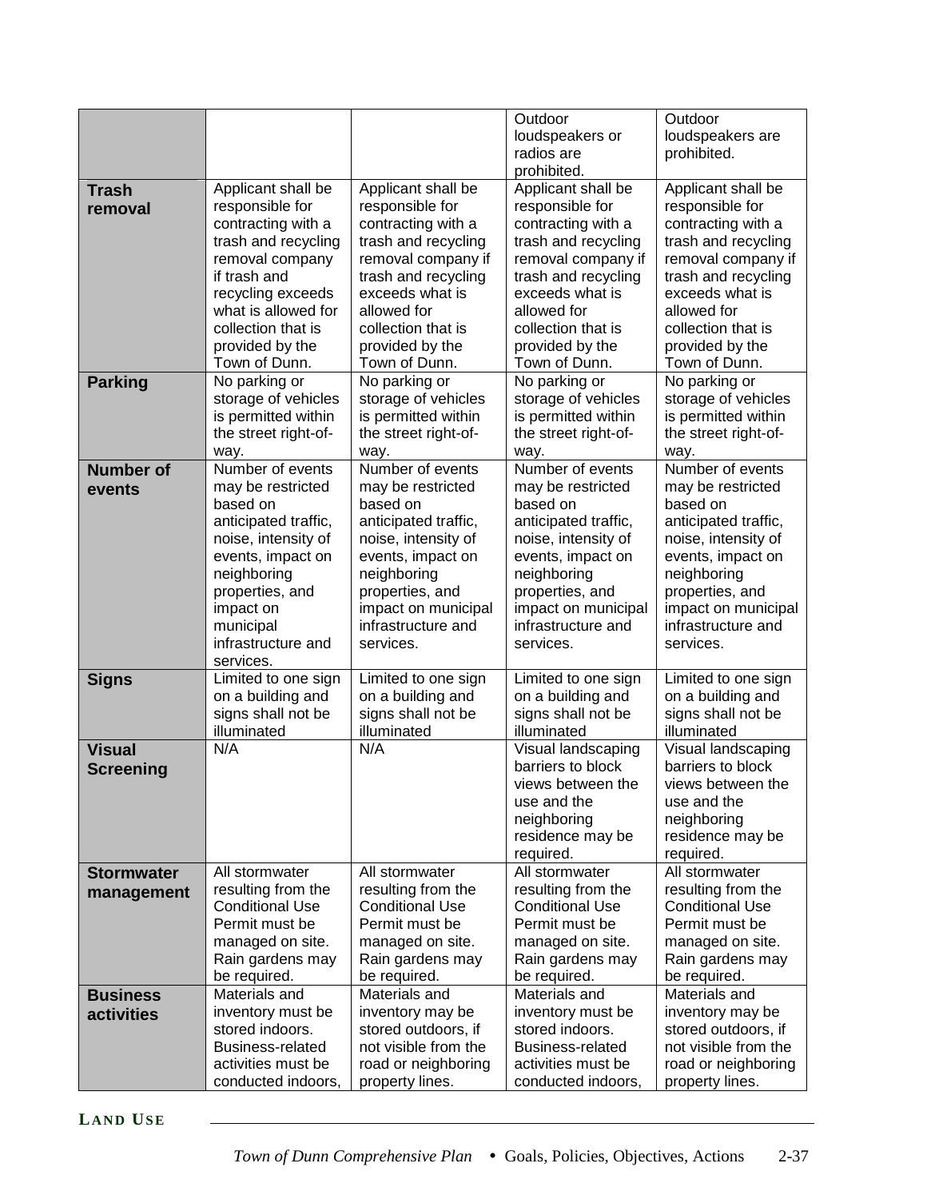| | | | | |
|---|---|---|---|---|
| | | | Outdoor loudspeakers or radios are prohibited. | Outdoor loudspeakers are prohibited. |
| **Trash removal** | Applicant shall be responsible for contracting with a trash and recycling removal company if trash and recycling exceeds what is allowed for collection that is provided by the Town of Dunn. | Applicant shall be responsible for contracting with a trash and recycling removal company if trash and recycling exceeds what is allowed for collection that is provided by the Town of Dunn. | Applicant shall be responsible for contracting with a trash and recycling removal company if trash and recycling exceeds what is allowed for collection that is provided by the Town of Dunn. | Applicant shall be responsible for contracting with a trash and recycling removal company if trash and recycling exceeds what is allowed for collection that is provided by the Town of Dunn. |
| **Parking** | No parking or storage of vehicles is permitted within the street right-of-way. | No parking or storage of vehicles is permitted within the street right-of-way. | No parking or storage of vehicles is permitted within the street right-of-way. | No parking or storage of vehicles is permitted within the street right-of-way. |
| **Number of events** | Number of events may be restricted based on anticipated traffic, noise, intensity of events, impact on neighboring properties, and impact on municipal infrastructure and services. | Number of events may be restricted based on anticipated traffic, noise, intensity of events, impact on neighboring properties, and impact on municipal infrastructure and services. | Number of events may be restricted based on anticipated traffic, noise, intensity of events, impact on neighboring properties, and impact on municipal infrastructure and services. | Number of events may be restricted based on anticipated traffic, noise, intensity of events, impact on neighboring properties, and impact on municipal infrastructure and services. |
| **Signs** | Limited to one sign on a building and signs shall not be illuminated | Limited to one sign on a building and signs shall not be illuminated | Limited to one sign on a building and signs shall not be illuminated | Limited to one sign on a building and signs shall not be illuminated |
| **Visual Screening** | N/A | N/A | Visual landscaping barriers to block views between the use and the neighboring residence may be required. | Visual landscaping barriers to block views between the use and the neighboring residence may be required. |
| **Stormwater management** | All stormwater resulting from the Conditional Use Permit must be managed on site. Rain gardens may be required. | All stormwater resulting from the Conditional Use Permit must be managed on site. Rain gardens may be required. | All stormwater resulting from the Conditional Use Permit must be managed on site. Rain gardens may be required. | All stormwater resulting from the Conditional Use Permit must be managed on site. Rain gardens may be required. |
| **Business activities** | Materials and inventory must be stored indoors. Business-related activities must be conducted indoors, | Materials and inventory may be stored outdoors, if not visible from the road or neighboring property lines. | Materials and inventory must be stored indoors. Business-related activities must be conducted indoors, | Materials and inventory may be stored outdoors, if not visible from the road or neighboring property lines. |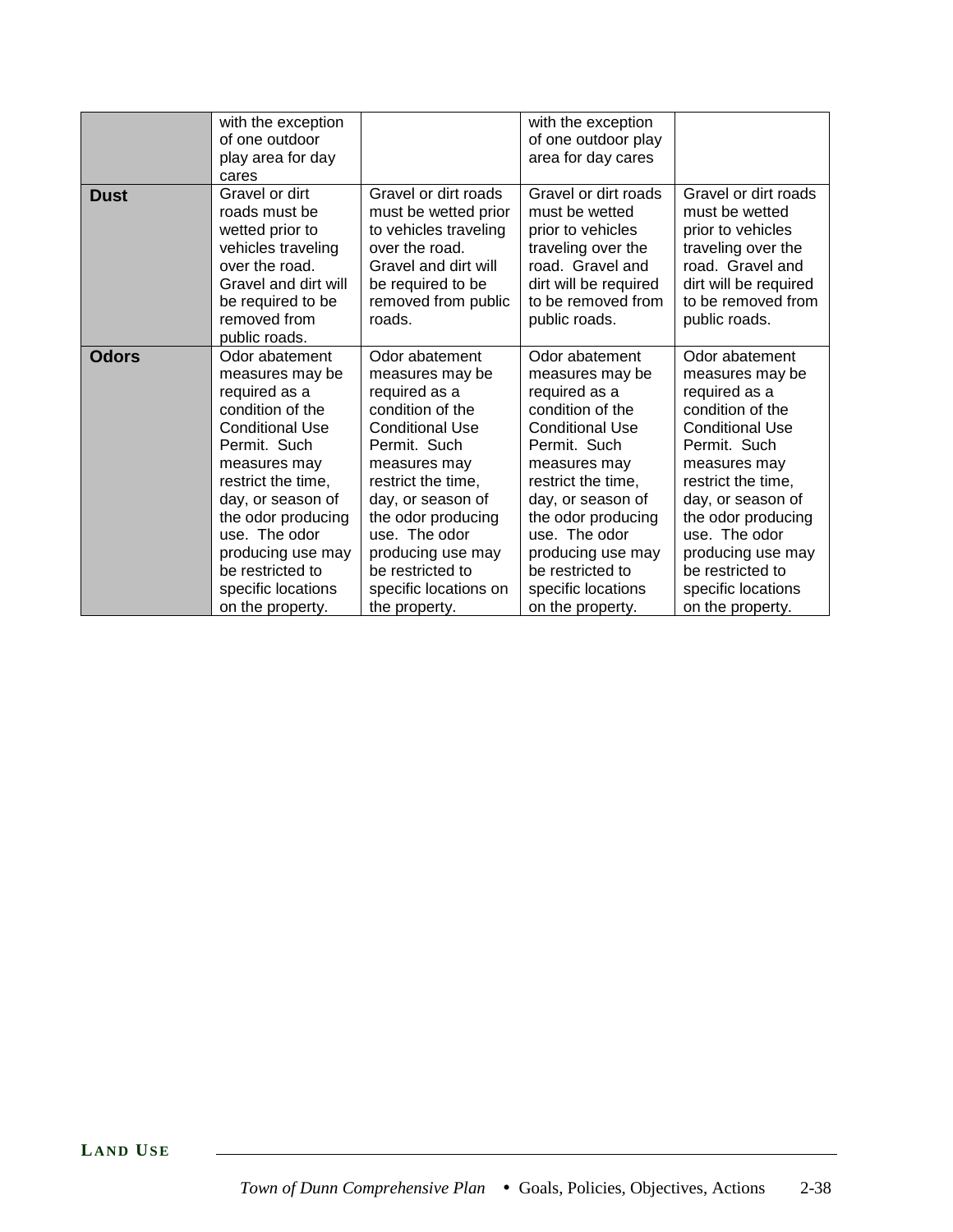| | | | | |
|---|---|---|---|---|
| | with the exception of one outdoor play area for day cares | | with the exception of one outdoor play area for day cares | |
| **Dust** | Gravel or dirt roads must be wetted prior to vehicles traveling over the road. Gravel and dirt will be required to be removed from public roads. | Gravel or dirt roads must be wetted prior to vehicles traveling over the road. Gravel and dirt will be required to be removed from public roads. | Gravel or dirt roads must be wetted prior to vehicles traveling over the road. Gravel and dirt will be required to be removed from public roads. | Gravel or dirt roads must be wetted prior to vehicles traveling over the road. Gravel and dirt will be required to be removed from public roads. |
| **Odors** | Odor abatement measures may be required as a condition of the Conditional Use Permit. Such measures may restrict the time, day, or season of the odor producing use. The odor producing use may be restricted to specific locations on the property. | Odor abatement measures may be required as a condition of the Conditional Use Permit. Such measures may restrict the time, day, or season of the odor producing use. The odor producing use may be restricted to specific locations on the property. | Odor abatement measures may be required as a condition of the Conditional Use Permit. Such measures may restrict the time, day, or season of the odor producing use. The odor producing use may be restricted to specific locations on the property. | Odor abatement measures may be required as a condition of the Conditional Use Permit. Such measures may restrict the time, day, or season of the odor producing use. The odor producing use may be restricted to specific locations on the property. |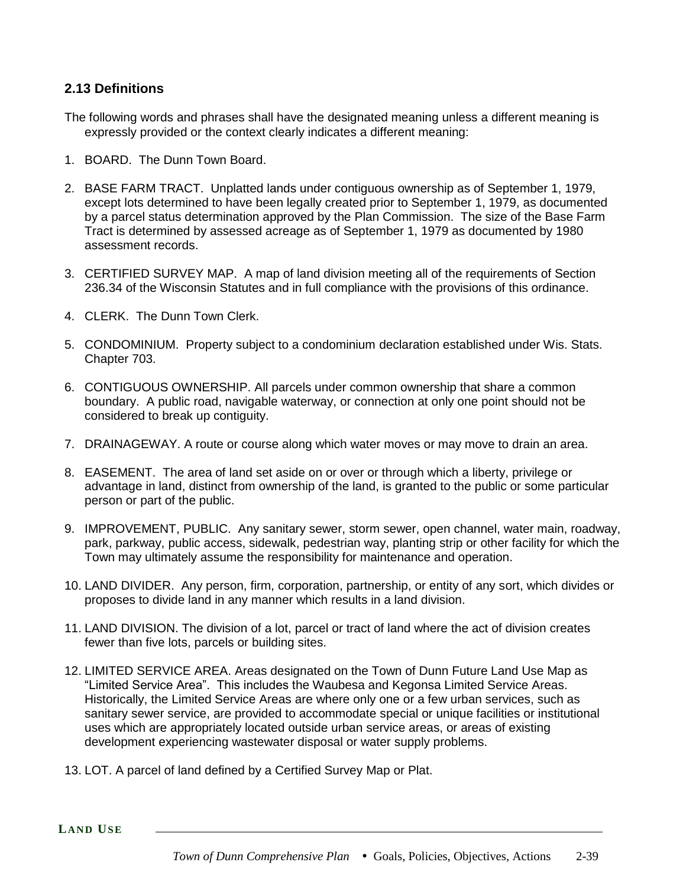### 2.13 Definitions

The following words and phrases shall have the designated meaning unless a different meaning is expressly provided or the context clearly indicates a different meaning:

1. BOARD. The Dunn Town Board.
2. BASE FARM TRACT. Unplatted lands under contiguous ownership as of September 1, 1979, except lots determined to have been legally created prior to September 1, 1979, as documented by a parcel status determination approved by the Plan Commission. The size of the Base Farm Tract is determined by assessed acreage as of September 1, 1979 as documented by 1980 assessment records.
3. CERTIFIED SURVEY MAP. A map of land division meeting all of the requirements of Section 236.34 of the Wisconsin Statutes and in full compliance with the provisions of this ordinance.
4. CLERK. The Dunn Town Clerk.
5. CONDOMINIUM. Property subject to a condominium declaration established under Wis. Stats. Chapter 703.
6. CONTIGUOUS OWNERSHIP. All parcels under common ownership that share a common boundary. A public road, navigable waterway, or connection at only one point should not be considered to break up contiguity.
7. DRAINAGEWAY. A route or course along which water moves or may move to drain an area.
8. EASEMENT. The area of land set aside on or over or through which a liberty, privilege or advantage in land, distinct from ownership of the land, is granted to the public or some particular person or part of the public.
9. IMPROVEMENT, PUBLIC. Any sanitary sewer, storm sewer, open channel, water main, roadway, park, parkway, public access, sidewalk, pedestrian way, planting strip or other facility for which the Town may ultimately assume the responsibility for maintenance and operation.
10. LAND DIVIDER. Any person, firm, corporation, partnership, or entity of any sort, which divides or proposes to divide land in any manner which results in a land division.
11. LAND DIVISION. The division of a lot, parcel or tract of land where the act of division creates fewer than five lots, parcels or building sites.
12. LIMITED SERVICE AREA. Areas designated on the Town of Dunn Future Land Use Map as "Limited Service Area". This includes the Waubesa and Kegonsa Limited Service Areas. Historically, the Limited Service Areas are where only one or a few urban services, such as sanitary sewer service, are provided to accommodate special or unique facilities or institutional uses which are appropriately located outside urban service areas, or areas of existing development experiencing wastewater disposal or water supply problems.
13. LOT. A parcel of land defined by a Certified Survey Map or Plat.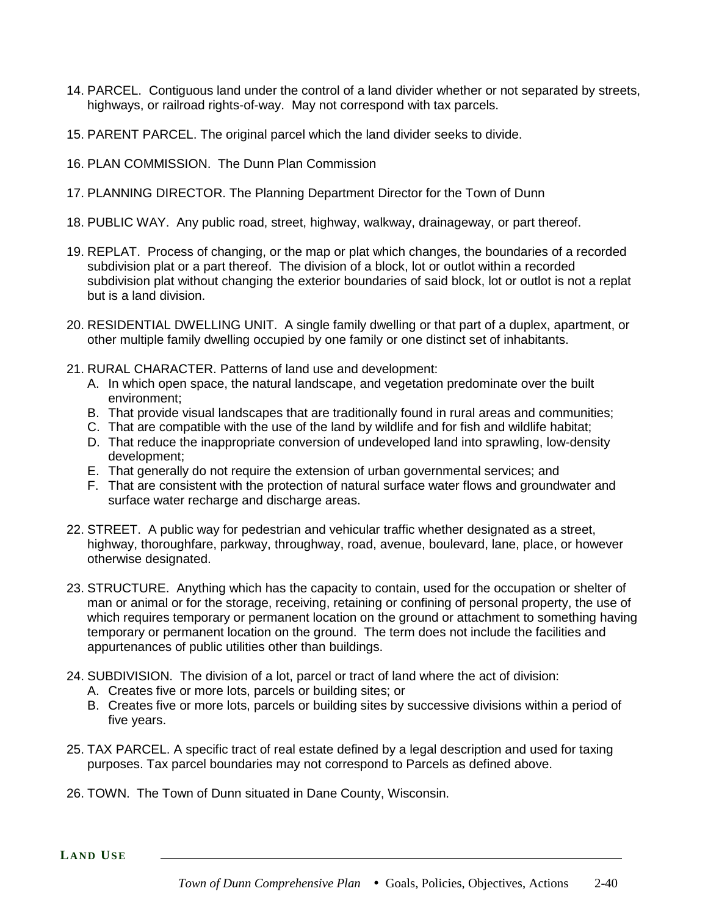14. PARCEL. Contiguous land under the control of a land divider whether or not separated by streets, highways, or railroad rights-of-way. May not correspond with tax parcels.

15. PARENT PARCEL. The original parcel which the land divider seeks to divide.

16. PLAN COMMISSION. The Dunn Plan Commission

17. PLANNING DIRECTOR. The Planning Department Director for the Town of Dunn

18. PUBLIC WAY. Any public road, street, highway, walkway, drainageway, or part thereof.

19. REPLAT. Process of changing, or the map or plat which changes, the boundaries of a recorded subdivision plat or a part thereof. The division of a block, lot or outlot within a recorded subdivision plat without changing the exterior boundaries of said block, lot or outlot is not a replat but is a land division.

20. RESIDENTIAL DWELLING UNIT. A single family dwelling or that part of a duplex, apartment, or other multiple family dwelling occupied by one family or one distinct set of inhabitants.

21. RURAL CHARACTER. Patterns of land use and development:
    A. In which open space, the natural landscape, and vegetation predominate over the built environment;
    B. That provide visual landscapes that are traditionally found in rural areas and communities;
    C. That are compatible with the use of the land by wildlife and for fish and wildlife habitat;
    D. That reduce the inappropriate conversion of undeveloped land into sprawling, low-density development;
    E. That generally do not require the extension of urban governmental services; and
    F. That are consistent with the protection of natural surface water flows and groundwater and surface water recharge and discharge areas.

22. STREET. A public way for pedestrian and vehicular traffic whether designated as a street, highway, thoroughfare, parkway, throughway, road, avenue, boulevard, lane, place, or however otherwise designated.

23. STRUCTURE. Anything which has the capacity to contain, used for the occupation or shelter of man or animal or for the storage, receiving, retaining or confining of personal property, the use of which requires temporary or permanent location on the ground or attachment to something having temporary or permanent location on the ground. The term does not include the facilities and appurtenances of public utilities other than buildings.

24. SUBDIVISION. The division of a lot, parcel or tract of land where the act of division:
    A. Creates five or more lots, parcels or building sites; or
    B. Creates five or more lots, parcels or building sites by successive divisions within a period of five years.

25. TAX PARCEL. A specific tract of real estate defined by a legal description and used for taxing purposes. Tax parcel boundaries may not correspond to Parcels as defined above.

26. TOWN. The Town of Dunn situated in Dane County, Wisconsin.